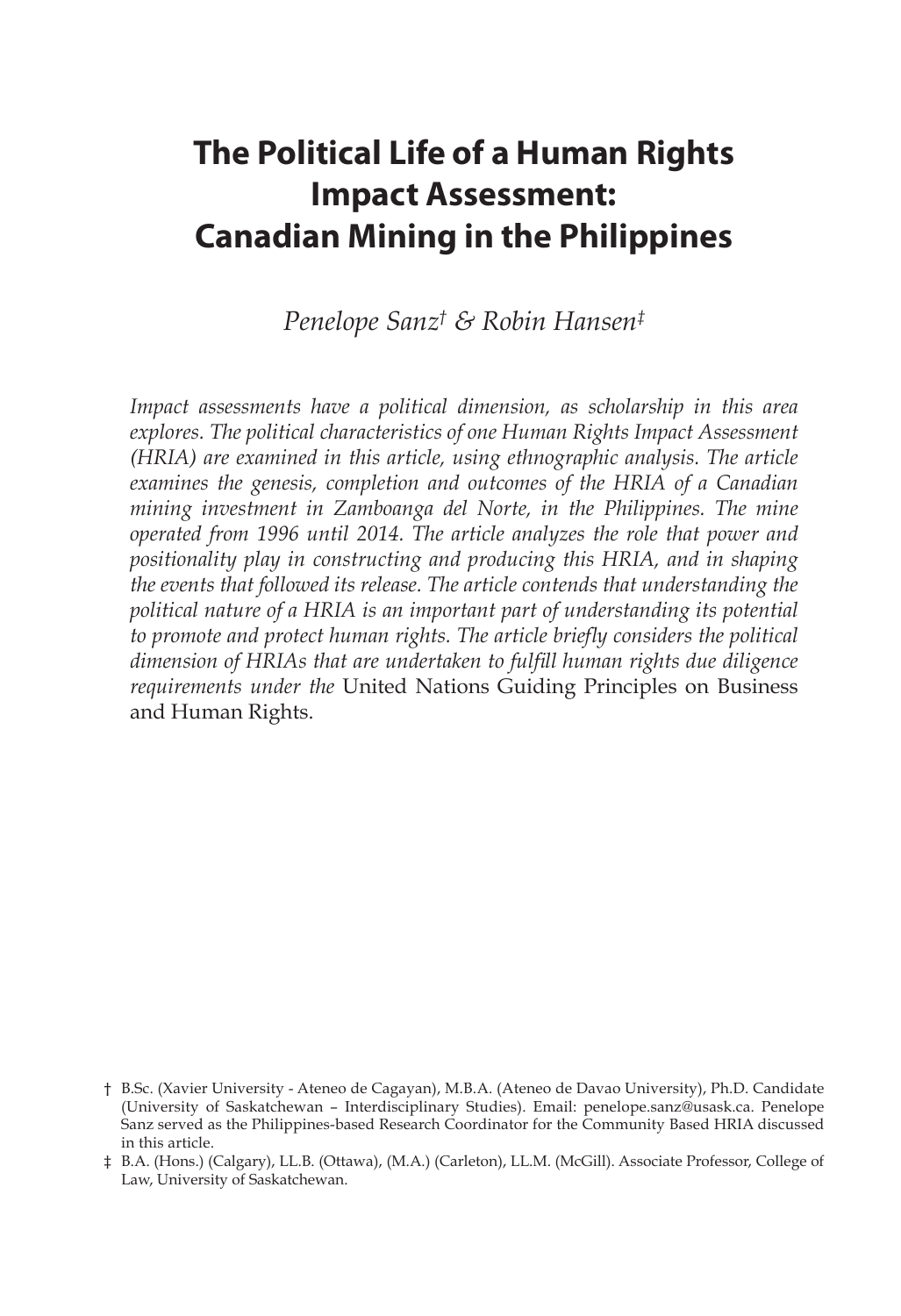# The Political Life of a Human Rights Impact Assessment: Canadian Mining in the Philippines

*Penelope Sanz*[†] *& Robin Hansen*[‡]

*Impact assessments have a political dimension, as scholarship in this area explores. The political characteristics of one Human Rights Impact Assessment (HRIA) are examined in this article, using ethnographic analysis. The article examines the genesis, completion and outcomes of the HRIA of a Canadian mining investment in Zamboanga del Norte, in the Philippines. The mine operated from 1996 until 2014. The article analyzes the role that power and positionality play in constructing and producing this HRIA, and in shaping the events that followed its release. The article contends that understanding the political nature of a HRIA is an important part of understanding its potential to promote and protect human rights. The article briefly considers the political dimension of HRIAs that are undertaken to fulfill human rights due diligence requirements under the* United Nations Guiding Principles on Business and Human Rights.

† B.Sc. (Xavier University - Ateneo de Cagayan), M.B.A. (Ateneo de Davao University), Ph.D. Candidate (University of Saskatchewan – Interdisciplinary Studies). Email: penelope.sanz@usask.ca. Penelope Sanz served as the Philippines-based Research Coordinator for the Community Based HRIA discussed in this article.

‡ B.A. (Hons.) (Calgary), LL.B. (Ottawa), (M.A.) (Carleton), LL.M. (McGill). Associate Professor, College of Law, University of Saskatchewan.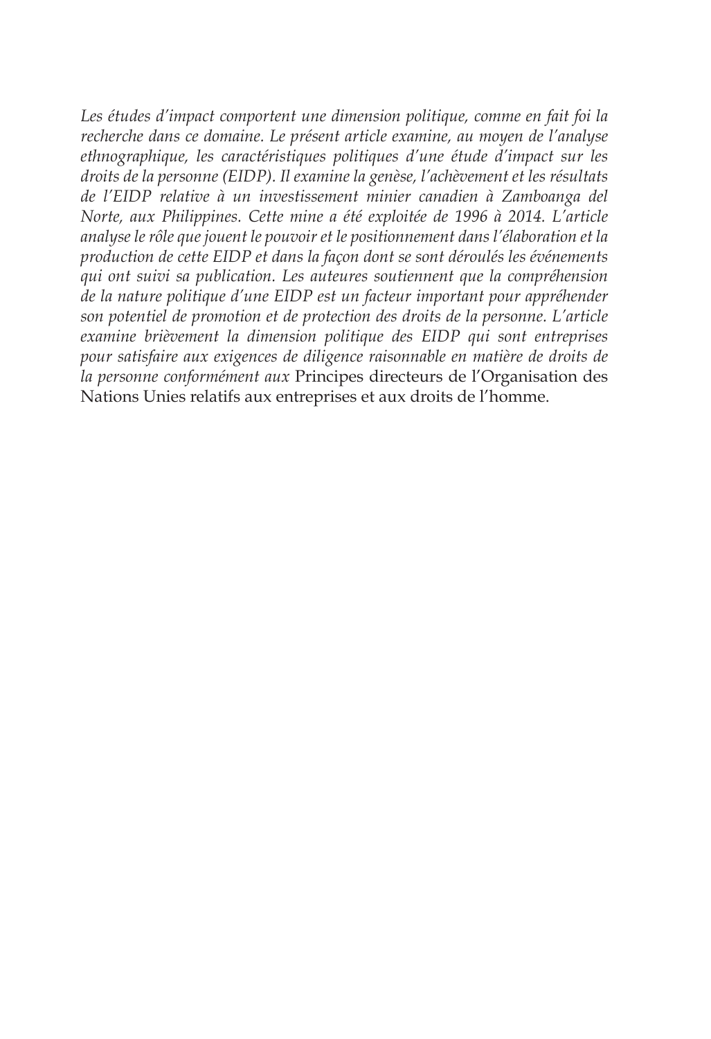*Les études d'impact comportent une dimension politique, comme en fait foi la recherche dans ce domaine. Le présent article examine, au moyen de l'analyse ethnographique, les caractéristiques politiques d'une étude d'impact sur les droits de la personne (EIDP). Il examine la genèse, l'achèvement et les résultats de l'EIDP relative à un investissement minier canadien à Zamboanga del Norte, aux Philippines. Cette mine a été exploitée de 1996 à 2014. L'article analyse le rôle que jouent le pouvoir et le positionnement dans l'élaboration et la production de cette EIDP et dans la façon dont se sont déroulés les événements qui ont suivi sa publication. Les auteures soutiennent que la compréhension de la nature politique d'une EIDP est un facteur important pour appréhender son potentiel de promotion et de protection des droits de la personne. L'article examine brièvement la dimension politique des EIDP qui sont entreprises pour satisfaire aux exigences de diligence raisonnable en matière de droits de la personne conformément aux* Principes directeurs de l'Organisation des Nations Unies relatifs aux entreprises et aux droits de l'homme.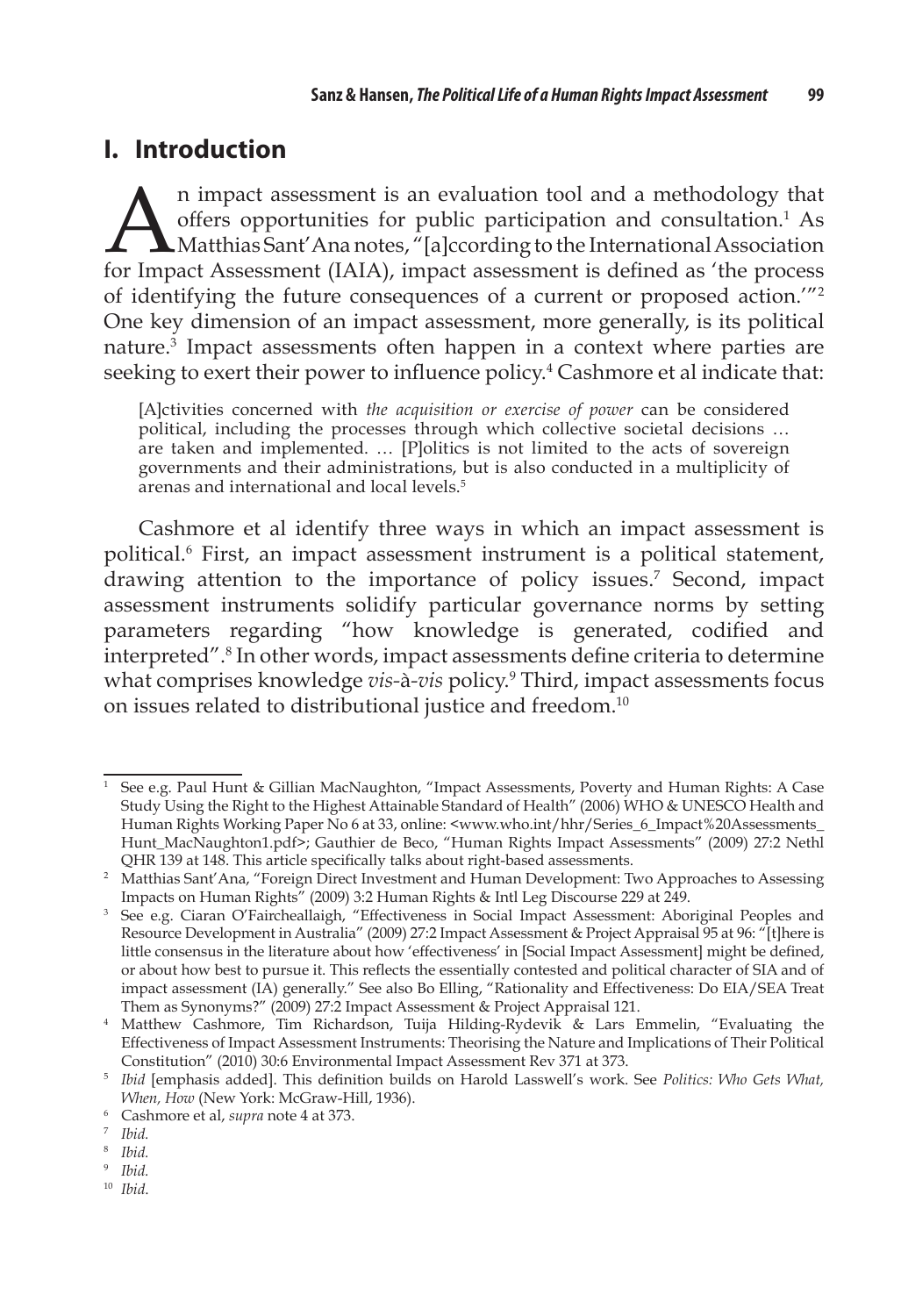## I. Introduction

An impact assessment is an evaluation tool and a methodology that offers opportunities for public participation and consultation.[1] As Matthias Sant'Ana notes, "[a]ccording to the International Association for Impact Assessment (IAIA), impact assessment is defined as 'the process of identifying the future consequences of a current or proposed action.'"[2] One key dimension of an impact assessment, more generally, is its political nature.[3] Impact assessments often happen in a context where parties are seeking to exert their power to influence policy.[4] Cashmore et al indicate that:

> [A]ctivities concerned with *the acquisition or exercise of power* can be considered political, including the processes through which collective societal decisions … are taken and implemented. … [P]olitics is not limited to the acts of sovereign governments and their administrations, but is also conducted in a multiplicity of arenas and international and local levels.[5]

Cashmore et al identify three ways in which an impact assessment is political.[6] First, an impact assessment instrument is a political statement, drawing attention to the importance of policy issues.[7] Second, impact assessment instruments solidify particular governance norms by setting parameters regarding "how knowledge is generated, codified and interpreted".[8] In other words, impact assessments define criteria to determine what comprises knowledge *vis-à-vis* policy.[9] Third, impact assessments focus on issues related to distributional justice and freedom.[10]

---

[1] See e.g. Paul Hunt & Gillian MacNaughton, "Impact Assessments, Poverty and Human Rights: A Case Study Using the Right to the Highest Attainable Standard of Health" (2006) WHO & UNESCO Health and Human Rights Working Paper No 6 at 33, online: <www.who.int/hhr/Series_6_Impact%20Assessments_Hunt_MacNaughton1.pdf>; Gauthier de Beco, "Human Rights Impact Assessments" (2009) 27:2 Nethl QHR 139 at 148. This article specifically talks about right-based assessments.

[2] Matthias Sant'Ana, "Foreign Direct Investment and Human Development: Two Approaches to Assessing Impacts on Human Rights" (2009) 3:2 Human Rights & Intl Leg Discourse 229 at 249.

[3] See e.g. Ciaran O'Faircheallaigh, "Effectiveness in Social Impact Assessment: Aboriginal Peoples and Resource Development in Australia" (2009) 27:2 Impact Assessment & Project Appraisal 95 at 96: "[t]here is little consensus in the literature about how 'effectiveness' in [Social Impact Assessment] might be defined, or about how best to pursue it. This reflects the essentially contested and political character of SIA and of impact assessment (IA) generally." See also Bo Elling, "Rationality and Effectiveness: Do EIA/SEA Treat Them as Synonyms?" (2009) 27:2 Impact Assessment & Project Appraisal 121.

[4] Matthew Cashmore, Tim Richardson, Tuija Hilding-Rydevik & Lars Emmelin, "Evaluating the Effectiveness of Impact Assessment Instruments: Theorising the Nature and Implications of Their Political Constitution" (2010) 30:6 Environmental Impact Assessment Rev 371 at 373.

[5] *Ibid* [emphasis added]. This definition builds on Harold Lasswell's work. See *Politics: Who Gets What, When, How* (New York: McGraw-Hill, 1936).

[6] Cashmore et al, *supra* note 4 at 373.

[7] *Ibid.*

[8] *Ibid.*

[9] *Ibid.*

[10] *Ibid.*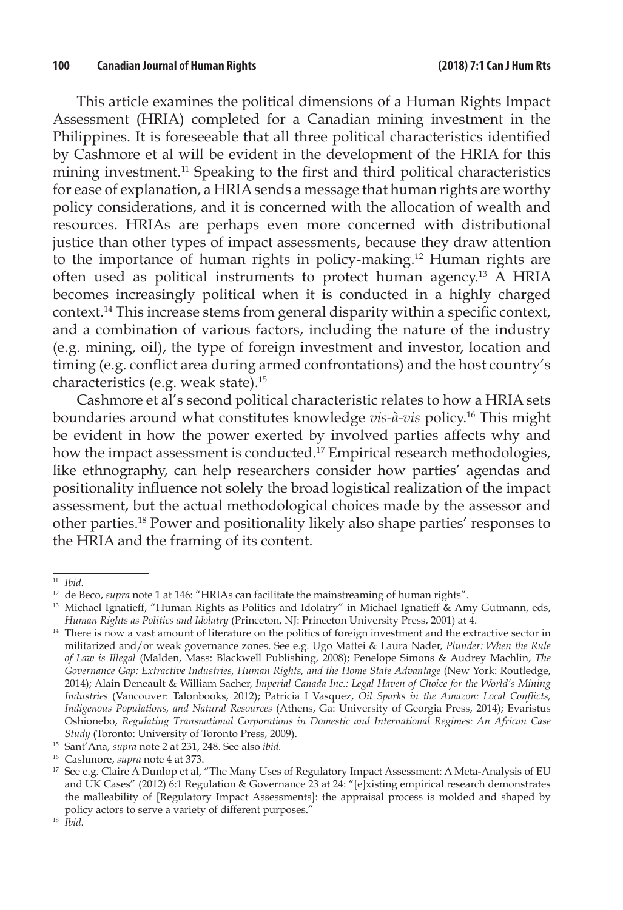This article examines the political dimensions of a Human Rights Impact Assessment (HRIA) completed for a Canadian mining investment in the Philippines. It is foreseeable that all three political characteristics identified by Cashmore et al will be evident in the development of the HRIA for this mining investment.[11] Speaking to the first and third political characteristics for ease of explanation, a HRIA sends a message that human rights are worthy policy considerations, and it is concerned with the allocation of wealth and resources. HRIAs are perhaps even more concerned with distributional justice than other types of impact assessments, because they draw attention to the importance of human rights in policy-making.[12] Human rights are often used as political instruments to protect human agency.[13] A HRIA becomes increasingly political when it is conducted in a highly charged context.[14] This increase stems from general disparity within a specific context, and a combination of various factors, including the nature of the industry (e.g. mining, oil), the type of foreign investment and investor, location and timing (e.g. conflict area during armed confrontations) and the host country's characteristics (e.g. weak state).[15]

Cashmore et al's second political characteristic relates to how a HRIA sets boundaries around what constitutes knowledge *vis-à-vis* policy.[16] This might be evident in how the power exerted by involved parties affects why and how the impact assessment is conducted.[17] Empirical research methodologies, like ethnography, can help researchers consider how parties' agendas and positionality influence not solely the broad logistical realization of the impact assessment, but the actual methodological choices made by the assessor and other parties.[18] Power and positionality likely also shape parties' responses to the HRIA and the framing of its content.

---

[11] *Ibid.*

[12] de Beco, *supra* note 1 at 146: "HRIAs can facilitate the mainstreaming of human rights".

[13] Michael Ignatieff, "Human Rights as Politics and Idolatry" in Michael Ignatieff & Amy Gutmann, eds, *Human Rights as Politics and Idolatry* (Princeton, NJ: Princeton University Press, 2001) at 4.

[14] There is now a vast amount of literature on the politics of foreign investment and the extractive sector in militarized and/or weak governance zones. See e.g. Ugo Mattei & Laura Nader, *Plunder: When the Rule of Law is Illegal* (Malden, Mass: Blackwell Publishing, 2008); Penelope Simons & Audrey Machlin, *The Governance Gap: Extractive Industries, Human Rights, and the Home State Advantage* (New York: Routledge, 2014); Alain Deneault & William Sacher, *Imperial Canada Inc.: Legal Haven of Choice for the World's Mining Industries* (Vancouver: Talonbooks, 2012); Patricia I Vasquez, *Oil Sparks in the Amazon: Local Conflicts, Indigenous Populations, and Natural Resources* (Athens, Ga: University of Georgia Press, 2014); Evaristus Oshionebo, *Regulating Transnational Corporations in Domestic and International Regimes: An African Case Study* (Toronto: University of Toronto Press, 2009).

[15] Sant'Ana, *supra* note 2 at 231, 248. See also *ibid.*

[16] Cashmore, *supra* note 4 at 373.

[17] See e.g. Claire A Dunlop et al, "The Many Uses of Regulatory Impact Assessment: A Meta-Analysis of EU and UK Cases" (2012) 6:1 Regulation & Governance 23 at 24: "[e]xisting empirical research demonstrates the malleability of [Regulatory Impact Assessments]: the appraisal process is molded and shaped by policy actors to serve a variety of different purposes."

[18] *Ibid.*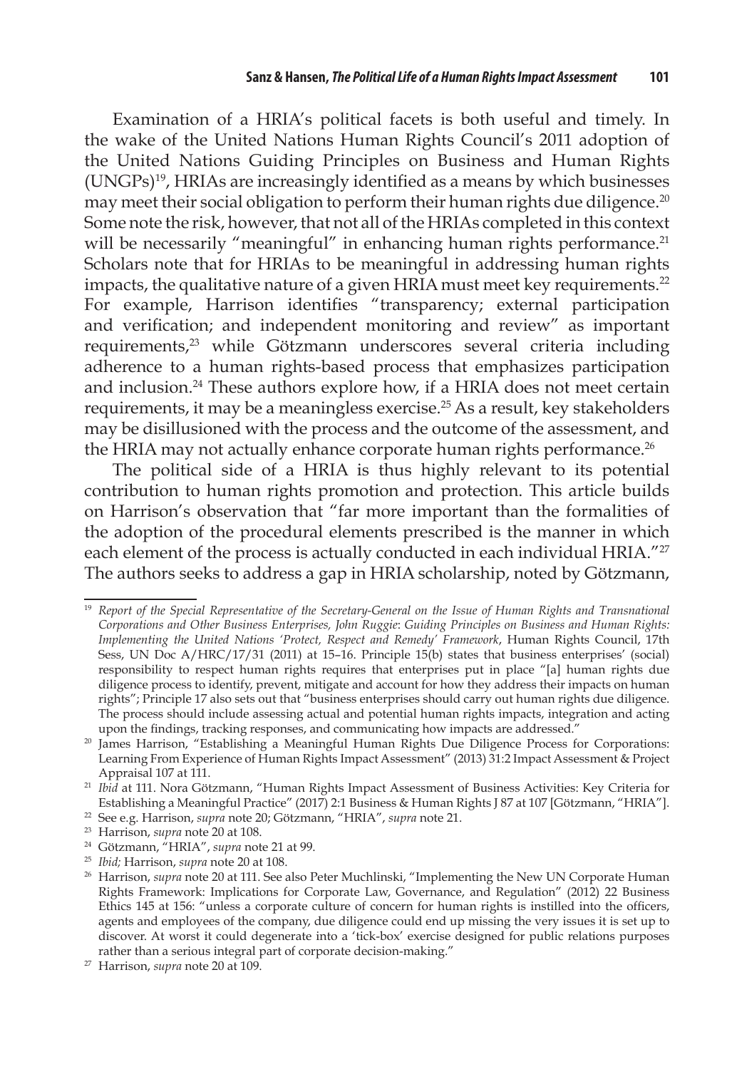Examination of a HRIA's political facets is both useful and timely. In the wake of the United Nations Human Rights Council's 2011 adoption of the United Nations Guiding Principles on Business and Human Rights (UNGPs)[19], HRIAs are increasingly identified as a means by which businesses may meet their social obligation to perform their human rights due diligence.[20] Some note the risk, however, that not all of the HRIAs completed in this context will be necessarily "meaningful" in enhancing human rights performance.[21] Scholars note that for HRIAs to be meaningful in addressing human rights impacts, the qualitative nature of a given HRIA must meet key requirements.[22] For example, Harrison identifies "transparency; external participation and verification; and independent monitoring and review" as important requirements,[23] while Götzmann underscores several criteria including adherence to a human rights-based process that emphasizes participation and inclusion.[24] These authors explore how, if a HRIA does not meet certain requirements, it may be a meaningless exercise.[25] As a result, key stakeholders may be disillusioned with the process and the outcome of the assessment, and the HRIA may not actually enhance corporate human rights performance.[26]

The political side of a HRIA is thus highly relevant to its potential contribution to human rights promotion and protection. This article builds on Harrison's observation that "far more important than the formalities of the adoption of the procedural elements prescribed is the manner in which each element of the process is actually conducted in each individual HRIA."[27] The authors seeks to address a gap in HRIA scholarship, noted by Götzmann,

---

[19] *Report of the Special Representative of the Secretary-General on the Issue of Human Rights and Transnational Corporations and Other Business Enterprises, John Ruggie*: *Guiding Principles on Business and Human Rights: Implementing the United Nations 'Protect, Respect and Remedy' Framework*, Human Rights Council, 17th Sess, UN Doc A/HRC/17/31 (2011) at 15–16. Principle 15(b) states that business enterprises' (social) responsibility to respect human rights requires that enterprises put in place "[a] human rights due diligence process to identify, prevent, mitigate and account for how they address their impacts on human rights"; Principle 17 also sets out that "business enterprises should carry out human rights due diligence. The process should include assessing actual and potential human rights impacts, integration and acting upon the findings, tracking responses, and communicating how impacts are addressed."

[20] James Harrison, "Establishing a Meaningful Human Rights Due Diligence Process for Corporations: Learning From Experience of Human Rights Impact Assessment" (2013) 31:2 Impact Assessment & Project Appraisal 107 at 111.

[21] *Ibid* at 111. Nora Götzmann, "Human Rights Impact Assessment of Business Activities: Key Criteria for Establishing a Meaningful Practice" (2017) 2:1 Business & Human Rights J 87 at 107 [Götzmann, "HRIA"].

[22] See e.g. Harrison, *supra* note 20; Götzmann, "HRIA", *supra* note 21.

[23] Harrison, *supra* note 20 at 108.

[24] Götzmann, "HRIA", *supra* note 21 at 99.

[25] *Ibid;* Harrison, *supra* note 20 at 108.

[26] Harrison, *supra* note 20 at 111. See also Peter Muchlinski, "Implementing the New UN Corporate Human Rights Framework: Implications for Corporate Law, Governance, and Regulation" (2012) 22 Business Ethics 145 at 156: "unless a corporate culture of concern for human rights is instilled into the officers, agents and employees of the company, due diligence could end up missing the very issues it is set up to discover. At worst it could degenerate into a 'tick-box' exercise designed for public relations purposes rather than a serious integral part of corporate decision-making."

[27] Harrison, *supra* note 20 at 109.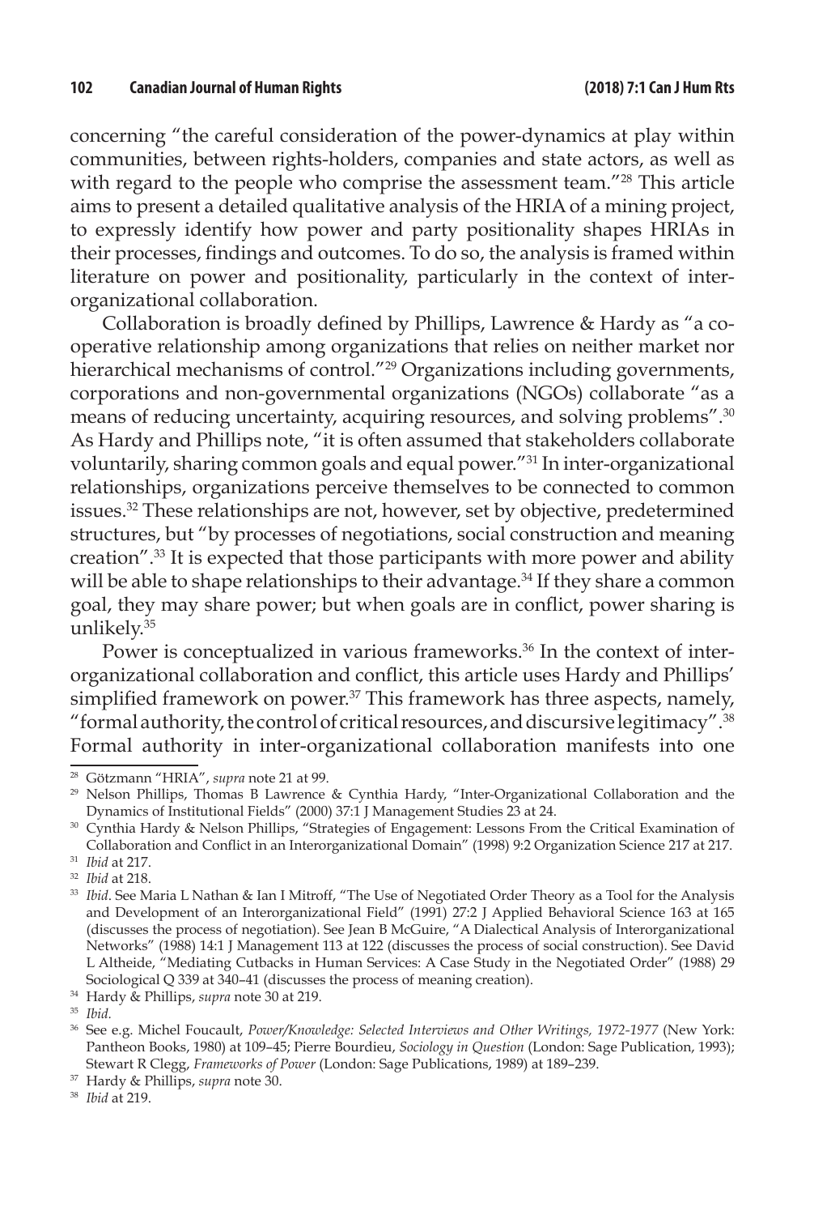concerning "the careful consideration of the power-dynamics at play within communities, between rights-holders, companies and state actors, as well as with regard to the people who comprise the assessment team."[28] This article aims to present a detailed qualitative analysis of the HRIA of a mining project, to expressly identify how power and party positionality shapes HRIAs in their processes, findings and outcomes. To do so, the analysis is framed within literature on power and positionality, particularly in the context of inter-organizational collaboration.

Collaboration is broadly defined by Phillips, Lawrence & Hardy as "a co-operative relationship among organizations that relies on neither market nor hierarchical mechanisms of control."[29] Organizations including governments, corporations and non-governmental organizations (NGOs) collaborate "as a means of reducing uncertainty, acquiring resources, and solving problems".[30] As Hardy and Phillips note, "it is often assumed that stakeholders collaborate voluntarily, sharing common goals and equal power."[31] In inter-organizational relationships, organizations perceive themselves to be connected to common issues.[32] These relationships are not, however, set by objective, predetermined structures, but "by processes of negotiations, social construction and meaning creation".[33] It is expected that those participants with more power and ability will be able to shape relationships to their advantage.[34] If they share a common goal, they may share power; but when goals are in conflict, power sharing is unlikely.[35]

Power is conceptualized in various frameworks.[36] In the context of inter-organizational collaboration and conflict, this article uses Hardy and Phillips' simplified framework on power.[37] This framework has three aspects, namely, "formal authority, the control of critical resources, and discursive legitimacy".[38] Formal authority in inter-organizational collaboration manifests into one

---

[28] Götzmann "HRIA", *supra* note 21 at 99.

[29] Nelson Phillips, Thomas B Lawrence & Cynthia Hardy, "Inter-Organizational Collaboration and the Dynamics of Institutional Fields" (2000) 37:1 J Management Studies 23 at 24.

[30] Cynthia Hardy & Nelson Phillips, "Strategies of Engagement: Lessons From the Critical Examination of Collaboration and Conflict in an Interorganizational Domain" (1998) 9:2 Organization Science 217 at 217.

[31] *Ibid* at 217.

[32] *Ibid* at 218.

[33] *Ibid*. See Maria L Nathan & Ian I Mitroff, "The Use of Negotiated Order Theory as a Tool for the Analysis and Development of an Interorganizational Field" (1991) 27:2 J Applied Behavioral Science 163 at 165 (discusses the process of negotiation). See Jean B McGuire, "A Dialectical Analysis of Interorganizational Networks" (1988) 14:1 J Management 113 at 122 (discusses the process of social construction). See David L Altheide, "Mediating Cutbacks in Human Services: A Case Study in the Negotiated Order" (1988) 29 Sociological Q 339 at 340–41 (discusses the process of meaning creation).

[34] Hardy & Phillips, *supra* note 30 at 219.

[35] *Ibid.*

[36] See e.g. Michel Foucault, *Power/Knowledge: Selected Interviews and Other Writings, 1972-1977* (New York: Pantheon Books, 1980) at 109–45; Pierre Bourdieu, *Sociology in Question* (London: Sage Publication, 1993); Stewart R Clegg, *Frameworks of Power* (London: Sage Publications, 1989) at 189–239.

[37] Hardy & Phillips, *supra* note 30.

[38] *Ibid* at 219.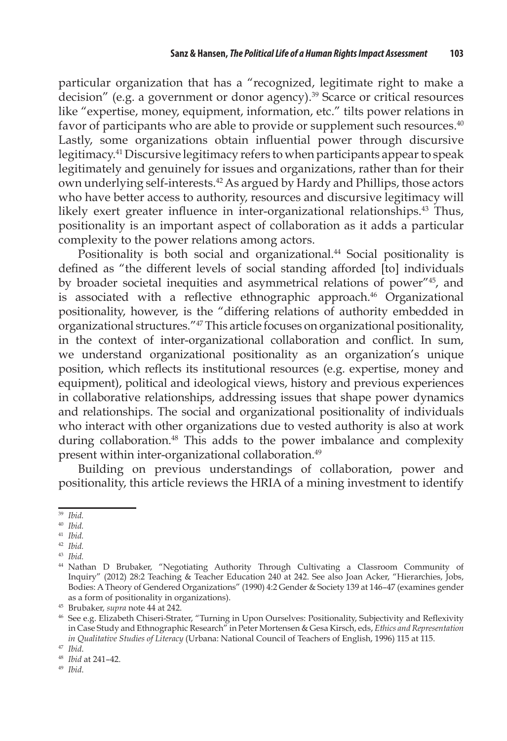particular organization that has a "recognized, legitimate right to make a decision" (e.g. a government or donor agency).[39] Scarce or critical resources like "expertise, money, equipment, information, etc." tilts power relations in favor of participants who are able to provide or supplement such resources.[40] Lastly, some organizations obtain influential power through discursive legitimacy.[41] Discursive legitimacy refers to when participants appear to speak legitimately and genuinely for issues and organizations, rather than for their own underlying self-interests.[42] As argued by Hardy and Phillips, those actors who have better access to authority, resources and discursive legitimacy will likely exert greater influence in inter-organizational relationships.[43] Thus, positionality is an important aspect of collaboration as it adds a particular complexity to the power relations among actors.

Positionality is both social and organizational.[44] Social positionality is defined as "the different levels of social standing afforded [to] individuals by broader societal inequities and asymmetrical relations of power"[45], and is associated with a reflective ethnographic approach.[46] Organizational positionality, however, is the "differing relations of authority embedded in organizational structures."[47] This article focuses on organizational positionality, in the context of inter-organizational collaboration and conflict. In sum, we understand organizational positionality as an organization's unique position, which reflects its institutional resources (e.g. expertise, money and equipment), political and ideological views, history and previous experiences in collaborative relationships, addressing issues that shape power dynamics and relationships. The social and organizational positionality of individuals who interact with other organizations due to vested authority is also at work during collaboration.[48] This adds to the power imbalance and complexity present within inter-organizational collaboration.[49]

Building on previous understandings of collaboration, power and positionality, this article reviews the HRIA of a mining investment to identify

---

[39] *Ibid.*

[40] *Ibid.*

[41] *Ibid.*

[42] *Ibid.*

[43] *Ibid.*

[44] Nathan D Brubaker, "Negotiating Authority Through Cultivating a Classroom Community of Inquiry" (2012) 28:2 Teaching & Teacher Education 240 at 242. See also Joan Acker, "Hierarchies, Jobs, Bodies: A Theory of Gendered Organizations" (1990) 4:2 Gender & Society 139 at 146–47 (examines gender as a form of positionality in organizations).

[45] Brubaker, *supra* note 44 at 242.

[46] See e.g. Elizabeth Chiseri-Strater, "Turning in Upon Ourselves: Positionality, Subjectivity and Reflexivity in Case Study and Ethnographic Research" in Peter Mortensen & Gesa Kirsch, eds, *Ethics and Representation in Qualitative Studies of Literacy* (Urbana: National Council of Teachers of English, 1996) 115 at 115.

[47] *Ibid*.

[48] *Ibid* at 241–42.

[49] *Ibid*.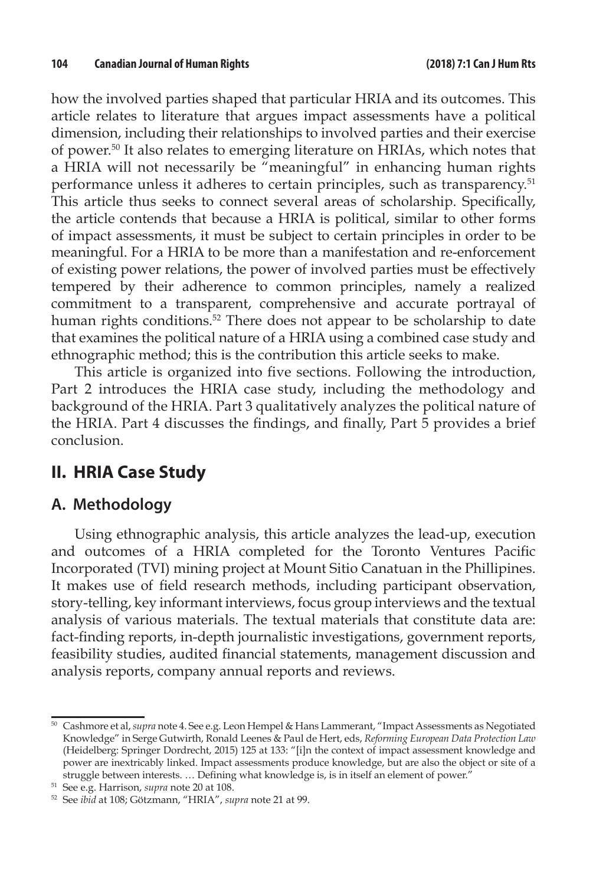how the involved parties shaped that particular HRIA and its outcomes. This article relates to literature that argues impact assessments have a political dimension, including their relationships to involved parties and their exercise of power.[50] It also relates to emerging literature on HRIAs, which notes that a HRIA will not necessarily be "meaningful" in enhancing human rights performance unless it adheres to certain principles, such as transparency.[51] This article thus seeks to connect several areas of scholarship. Specifically, the article contends that because a HRIA is political, similar to other forms of impact assessments, it must be subject to certain principles in order to be meaningful. For a HRIA to be more than a manifestation and re-enforcement of existing power relations, the power of involved parties must be effectively tempered by their adherence to common principles, namely a realized commitment to a transparent, comprehensive and accurate portrayal of human rights conditions.[52] There does not appear to be scholarship to date that examines the political nature of a HRIA using a combined case study and ethnographic method; this is the contribution this article seeks to make.

This article is organized into five sections. Following the introduction, Part 2 introduces the HRIA case study, including the methodology and background of the HRIA. Part 3 qualitatively analyzes the political nature of the HRIA. Part 4 discusses the findings, and finally, Part 5 provides a brief conclusion.

## II. HRIA Case Study

### A. Methodology

Using ethnographic analysis, this article analyzes the lead-up, execution and outcomes of a HRIA completed for the Toronto Ventures Pacific Incorporated (TVI) mining project at Mount Sitio Canatuan in the Phillipines. It makes use of field research methods, including participant observation, story-telling, key informant interviews, focus group interviews and the textual analysis of various materials. The textual materials that constitute data are: fact-finding reports, in-depth journalistic investigations, government reports, feasibility studies, audited financial statements, management discussion and analysis reports, company annual reports and reviews.

---

[50] Cashmore et al, *supra* note 4. See e.g. Leon Hempel & Hans Lammerant, "Impact Assessments as Negotiated Knowledge" in Serge Gutwirth, Ronald Leenes & Paul de Hert, eds, *Reforming European Data Protection Law* (Heidelberg: Springer Dordrecht, 2015) 125 at 133: "[i]n the context of impact assessment knowledge and power are inextricably linked. Impact assessments produce knowledge, but are also the object or site of a struggle between interests. … Defining what knowledge is, is in itself an element of power."

[51] See e.g. Harrison, *supra* note 20 at 108.

[52] See *ibid* at 108; Götzmann, "HRIA", *supra* note 21 at 99.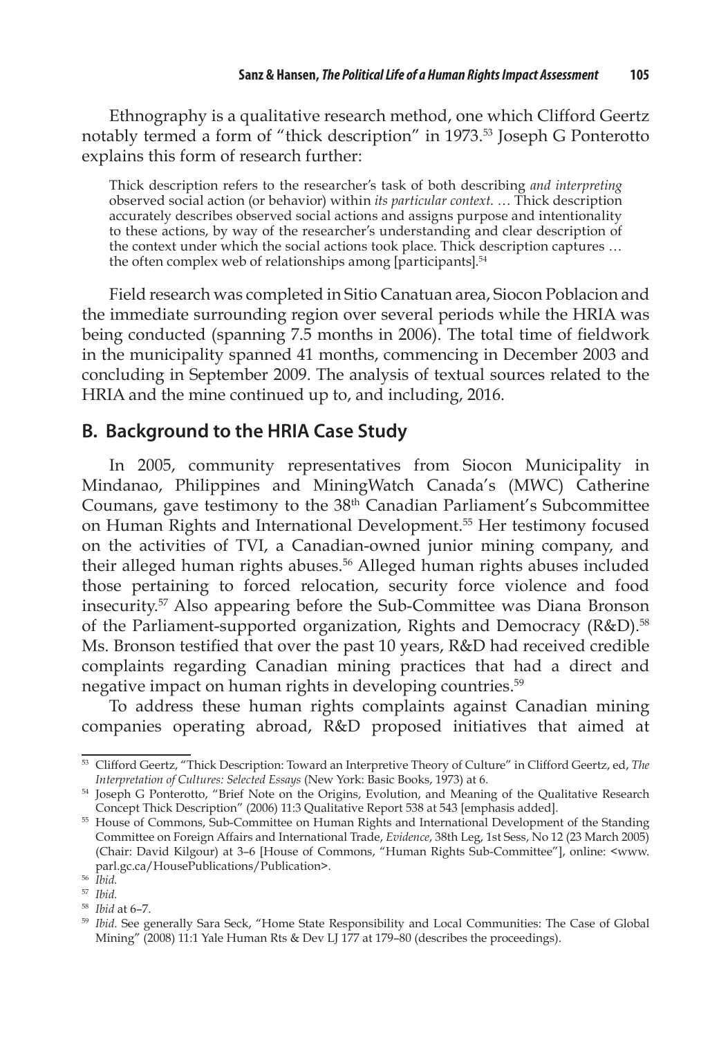Ethnography is a qualitative research method, one which Clifford Geertz notably termed a form of "thick description" in 1973.[53] Joseph G Ponterotto explains this form of research further:

> Thick description refers to the researcher's task of both describing *and interpreting* observed social action (or behavior) within *its particular context.* … Thick description accurately describes observed social actions and assigns purpose and intentionality to these actions, by way of the researcher's understanding and clear description of the context under which the social actions took place. Thick description captures … the often complex web of relationships among [participants].[54]

Field research was completed in Sitio Canatuan area, Siocon Poblacion and the immediate surrounding region over several periods while the HRIA was being conducted (spanning 7.5 months in 2006). The total time of fieldwork in the municipality spanned 41 months, commencing in December 2003 and concluding in September 2009. The analysis of textual sources related to the HRIA and the mine continued up to, and including, 2016.

## B. Background to the HRIA Case Study

In 2005, community representatives from Siocon Municipality in Mindanao, Philippines and MiningWatch Canada's (MWC) Catherine Coumans, gave testimony to the 38th Canadian Parliament's Subcommittee on Human Rights and International Development.[55] Her testimony focused on the activities of TVI, a Canadian-owned junior mining company, and their alleged human rights abuses.[56] Alleged human rights abuses included those pertaining to forced relocation, security force violence and food insecurity.[57] Also appearing before the Sub-Committee was Diana Bronson of the Parliament-supported organization, Rights and Democracy (R&D).[58] Ms. Bronson testified that over the past 10 years, R&D had received credible complaints regarding Canadian mining practices that had a direct and negative impact on human rights in developing countries.[59]

To address these human rights complaints against Canadian mining companies operating abroad, R&D proposed initiatives that aimed at

---

[53] Clifford Geertz, "Thick Description: Toward an Interpretive Theory of Culture" in Clifford Geertz, ed, *The Interpretation of Cultures: Selected Essays* (New York: Basic Books, 1973) at 6.

[54] Joseph G Ponterotto, "Brief Note on the Origins, Evolution, and Meaning of the Qualitative Research Concept Thick Description" (2006) 11:3 Qualitative Report 538 at 543 [emphasis added].

[55] House of Commons, Sub-Committee on Human Rights and International Development of the Standing Committee on Foreign Affairs and International Trade, *Evidence*, 38th Leg, 1st Sess, No 12 (23 March 2005) (Chair: David Kilgour) at 3–6 [House of Commons, "Human Rights Sub-Committee"], online: <www.parl.gc.ca/HousePublications/Publication>.

[56] *Ibid.*

[57] *Ibid.*

[58] *Ibid* at 6–7.

[59] *Ibid.* See generally Sara Seck, "Home State Responsibility and Local Communities: The Case of Global Mining" (2008) 11:1 Yale Human Rts & Dev LJ 177 at 179–80 (describes the proceedings).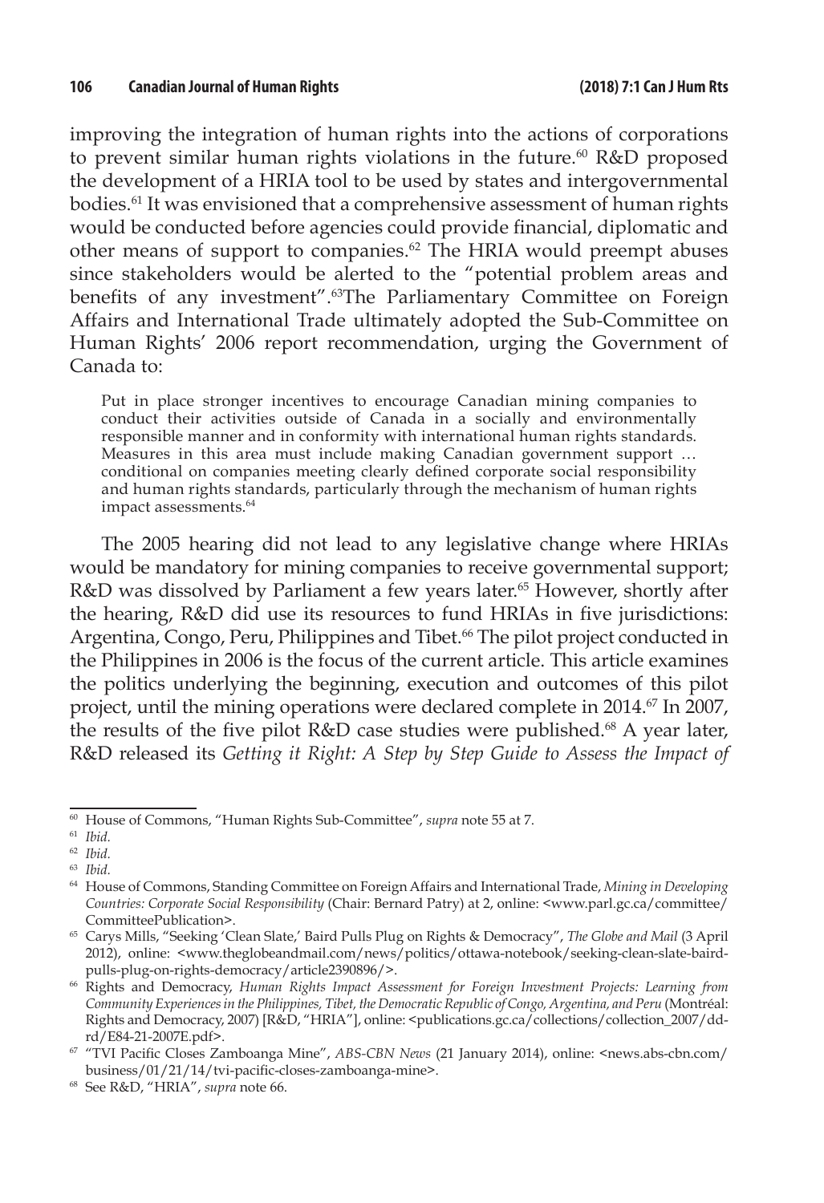improving the integration of human rights into the actions of corporations to prevent similar human rights violations in the future.[60] R&D proposed the development of a HRIA tool to be used by states and intergovernmental bodies.[61] It was envisioned that a comprehensive assessment of human rights would be conducted before agencies could provide financial, diplomatic and other means of support to companies.[62] The HRIA would preempt abuses since stakeholders would be alerted to the "potential problem areas and benefits of any investment".[63]The Parliamentary Committee on Foreign Affairs and International Trade ultimately adopted the Sub-Committee on Human Rights' 2006 report recommendation, urging the Government of Canada to:

> Put in place stronger incentives to encourage Canadian mining companies to conduct their activities outside of Canada in a socially and environmentally responsible manner and in conformity with international human rights standards. Measures in this area must include making Canadian government support … conditional on companies meeting clearly defined corporate social responsibility and human rights standards, particularly through the mechanism of human rights impact assessments.[64]

The 2005 hearing did not lead to any legislative change where HRIAs would be mandatory for mining companies to receive governmental support; R&D was dissolved by Parliament a few years later.[65] However, shortly after the hearing, R&D did use its resources to fund HRIAs in five jurisdictions: Argentina, Congo, Peru, Philippines and Tibet.[66] The pilot project conducted in the Philippines in 2006 is the focus of the current article. This article examines the politics underlying the beginning, execution and outcomes of this pilot project, until the mining operations were declared complete in 2014.[67] In 2007, the results of the five pilot R&D case studies were published.[68] A year later, R&D released its *Getting it Right: A Step by Step Guide to Assess the Impact of*

---

[60] House of Commons, "Human Rights Sub-Committee", *supra* note 55 at 7.

[61] *Ibid.*

[62] *Ibid.*

[63] *Ibid.*

[64] House of Commons, Standing Committee on Foreign Affairs and International Trade, *Mining in Developing Countries: Corporate Social Responsibility* (Chair: Bernard Patry) at 2, online: <www.parl.gc.ca/committee/CommitteePublication>.

[65] Carys Mills, "Seeking 'Clean Slate,' Baird Pulls Plug on Rights & Democracy", *The Globe and Mail* (3 April 2012), online: <www.theglobeandmail.com/news/politics/ottawa-notebook/seeking-clean-slate-baird-pulls-plug-on-rights-democracy/article2390896/>.

[66] Rights and Democracy, *Human Rights Impact Assessment for Foreign Investment Projects: Learning from Community Experiences in the Philippines, Tibet, the Democratic Republic of Congo, Argentina, and Peru* (Montréal: Rights and Democracy, 2007) [R&D, "HRIA"], online: <publications.gc.ca/collections/collection_2007/dd-rd/E84-21-2007E.pdf>.

[67] "TVI Pacific Closes Zamboanga Mine", *ABS-CBN News* (21 January 2014), online: <news.abs-cbn.com/business/01/21/14/tvi-pacific-closes-zamboanga-mine>.

[68] See R&D, "HRIA", *supra* note 66.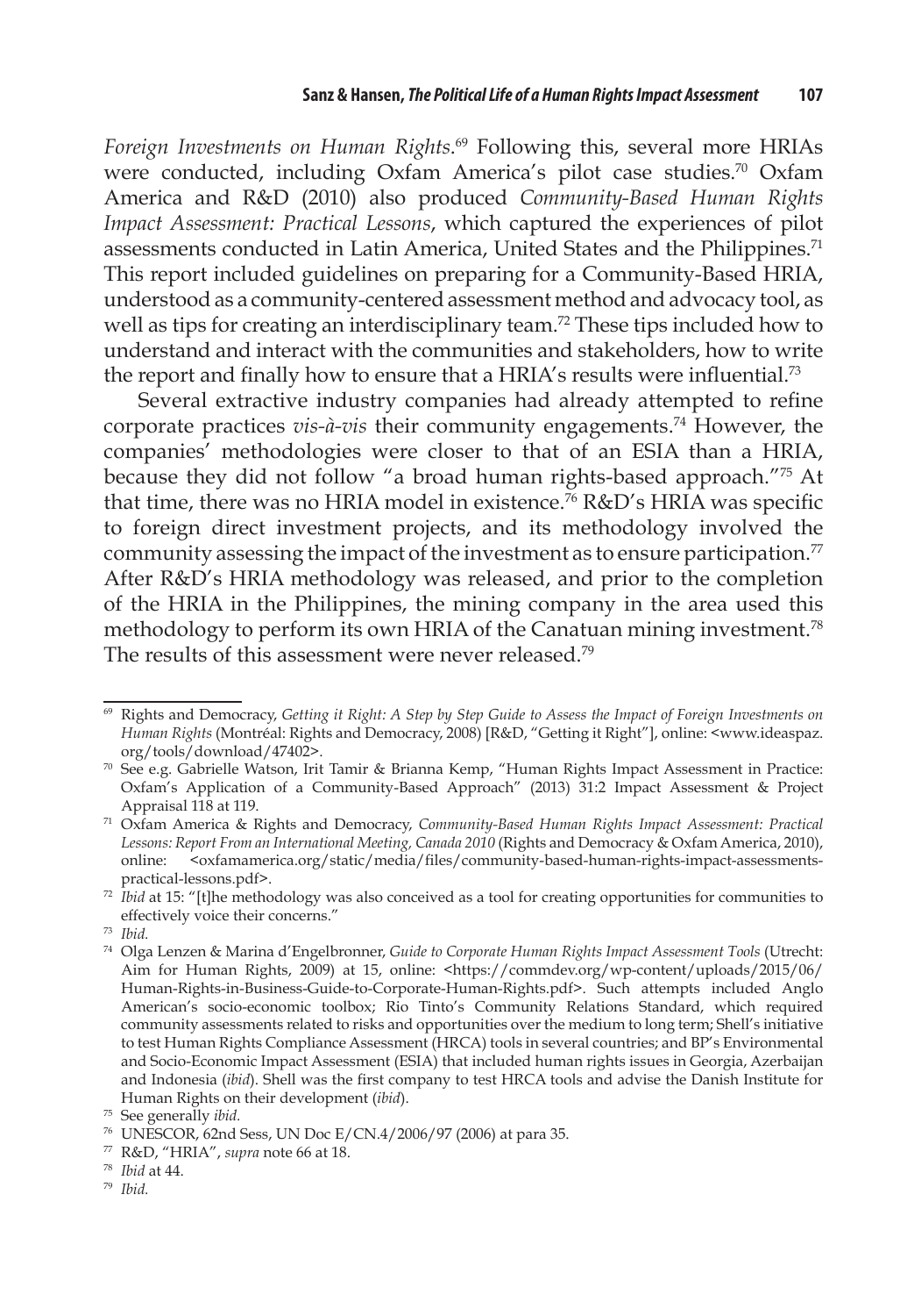*Foreign Investments on Human Rights*.[69] Following this, several more HRIAs were conducted, including Oxfam America's pilot case studies.[70] Oxfam America and R&D (2010) also produced *Community-Based Human Rights Impact Assessment: Practical Lessons*, which captured the experiences of pilot assessments conducted in Latin America, United States and the Philippines.[71] This report included guidelines on preparing for a Community-Based HRIA, understood as a community-centered assessment method and advocacy tool, as well as tips for creating an interdisciplinary team.[72] These tips included how to understand and interact with the communities and stakeholders, how to write the report and finally how to ensure that a HRIA's results were influential.[73]

Several extractive industry companies had already attempted to refine corporate practices *vis-à-vis* their community engagements.[74] However, the companies' methodologies were closer to that of an ESIA than a HRIA, because they did not follow "a broad human rights-based approach."[75] At that time, there was no HRIA model in existence.[76] R&D's HRIA was specific to foreign direct investment projects, and its methodology involved the community assessing the impact of the investment as to ensure participation.[77] After R&D's HRIA methodology was released, and prior to the completion of the HRIA in the Philippines, the mining company in the area used this methodology to perform its own HRIA of the Canatuan mining investment.[78] The results of this assessment were never released.[79]

---

[69] Rights and Democracy, *Getting it Right: A Step by Step Guide to Assess the Impact of Foreign Investments on Human Rights* (Montréal: Rights and Democracy, 2008) [R&D, "Getting it Right"], online: <www.ideaspaz.org/tools/download/47402>.

[70] See e.g. Gabrielle Watson, Irit Tamir & Brianna Kemp, "Human Rights Impact Assessment in Practice: Oxfam's Application of a Community-Based Approach" (2013) 31:2 Impact Assessment & Project Appraisal 118 at 119.

[71] Oxfam America & Rights and Democracy, *Community-Based Human Rights Impact Assessment: Practical Lessons: Report From an International Meeting, Canada 2010* (Rights and Democracy & Oxfam America, 2010), online: <oxfamamerica.org/static/media/files/community-based-human-rights-impact-assessments-practical-lessons.pdf>.

[72] *Ibid* at 15: "[t]he methodology was also conceived as a tool for creating opportunities for communities to effectively voice their concerns."

[73] *Ibid.*

[74] Olga Lenzen & Marina d'Engelbronner, *Guide to Corporate Human Rights Impact Assessment Tools* (Utrecht: Aim for Human Rights, 2009) at 15, online: <https://commdev.org/wp-content/uploads/2015/06/Human-Rights-in-Business-Guide-to-Corporate-Human-Rights.pdf>. Such attempts included Anglo American's socio-economic toolbox; Rio Tinto's Community Relations Standard, which required community assessments related to risks and opportunities over the medium to long term; Shell's initiative to test Human Rights Compliance Assessment (HRCA) tools in several countries; and BP's Environmental and Socio-Economic Impact Assessment (ESIA) that included human rights issues in Georgia, Azerbaijan and Indonesia (*ibid*). Shell was the first company to test HRCA tools and advise the Danish Institute for Human Rights on their development (*ibid*).

[75] See generally *ibid.*

[76] UNESCOR, 62nd Sess, UN Doc E/CN.4/2006/97 (2006) at para 35.

[77] R&D, "HRIA", *supra* note 66 at 18.

[78] *Ibid* at 44.

[79] *Ibid.*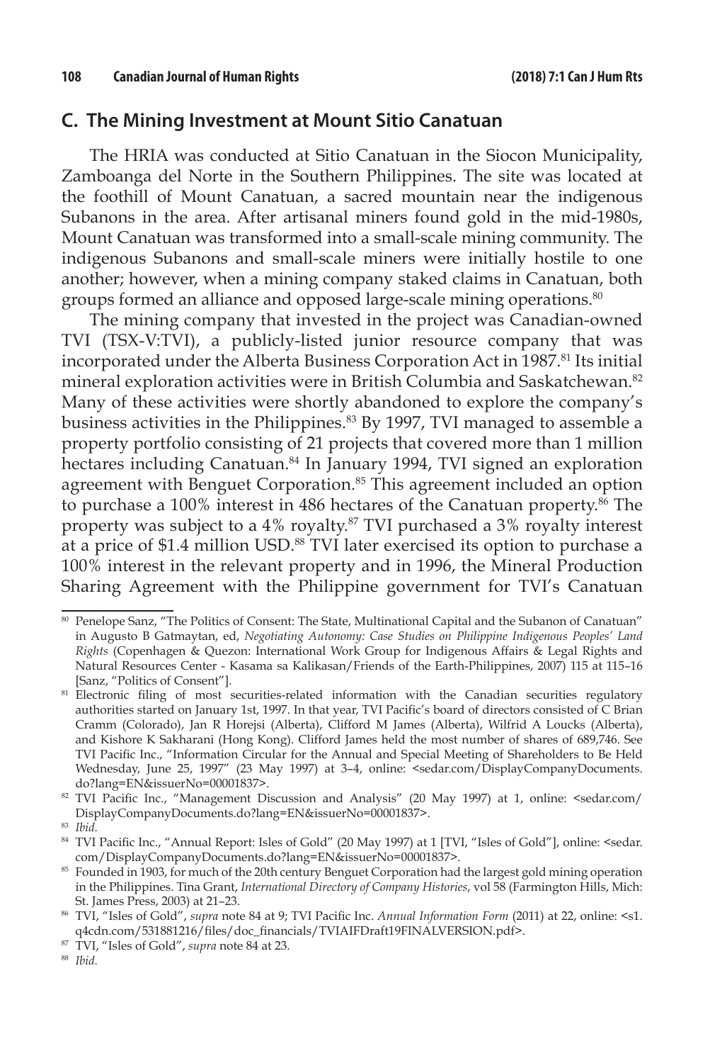## C. The Mining Investment at Mount Sitio Canatuan

The HRIA was conducted at Sitio Canatuan in the Siocon Municipality, Zamboanga del Norte in the Southern Philippines. The site was located at the foothill of Mount Canatuan, a sacred mountain near the indigenous Subanons in the area. After artisanal miners found gold in the mid-1980s, Mount Canatuan was transformed into a small-scale mining community. The indigenous Subanons and small-scale miners were initially hostile to one another; however, when a mining company staked claims in Canatuan, both groups formed an alliance and opposed large-scale mining operations.[80]

The mining company that invested in the project was Canadian-owned TVI (TSX-V:TVI), a publicly-listed junior resource company that was incorporated under the Alberta Business Corporation Act in 1987.[81] Its initial mineral exploration activities were in British Columbia and Saskatchewan.[82] Many of these activities were shortly abandoned to explore the company's business activities in the Philippines.[83] By 1997, TVI managed to assemble a property portfolio consisting of 21 projects that covered more than 1 million hectares including Canatuan.[84] In January 1994, TVI signed an exploration agreement with Benguet Corporation.[85] This agreement included an option to purchase a 100% interest in 486 hectares of the Canatuan property.[86] The property was subject to a 4% royalty.[87] TVI purchased a 3% royalty interest at a price of $1.4 million USD.[88] TVI later exercised its option to purchase a 100% interest in the relevant property and in 1996, the Mineral Production Sharing Agreement with the Philippine government for TVI's Canatuan

---

[80] Penelope Sanz, "The Politics of Consent: The State, Multinational Capital and the Subanon of Canatuan" in Augusto B Gatmaytan, ed, *Negotiating Autonomy: Case Studies on Philippine Indigenous Peoples' Land Rights* (Copenhagen & Quezon: International Work Group for Indigenous Affairs & Legal Rights and Natural Resources Center - Kasama sa Kalikasan/Friends of the Earth-Philippines, 2007) 115 at 115–16 [Sanz, "Politics of Consent"].

[81] Electronic filing of most securities-related information with the Canadian securities regulatory authorities started on January 1st, 1997. In that year, TVI Pacific's board of directors consisted of C Brian Cramm (Colorado), Jan R Horejsi (Alberta), Clifford M James (Alberta), Wilfrid A Loucks (Alberta), and Kishore K Sakharani (Hong Kong). Clifford James held the most number of shares of 689,746. See TVI Pacific Inc., "Information Circular for the Annual and Special Meeting of Shareholders to Be Held Wednesday, June 25, 1997" (23 May 1997) at 3–4, online: <sedar.com/DisplayCompanyDocuments.do?lang=EN&issuerNo=00001837>.

[82] TVI Pacific Inc., "Management Discussion and Analysis" (20 May 1997) at 1, online: <sedar.com/DisplayCompanyDocuments.do?lang=EN&issuerNo=00001837>.

[83] *Ibid.*

[84] TVI Pacific Inc., "Annual Report: Isles of Gold" (20 May 1997) at 1 [TVI, "Isles of Gold"], online: <sedar.com/DisplayCompanyDocuments.do?lang=EN&issuerNo=00001837>.

[85] Founded in 1903, for much of the 20th century Benguet Corporation had the largest gold mining operation in the Philippines. Tina Grant, *International Directory of Company Histories*, vol 58 (Farmington Hills, Mich: St. James Press, 2003) at 21–23.

[86] TVI, "Isles of Gold", *supra* note 84 at 9; TVI Pacific Inc. *Annual Information Form* (2011) at 22, online: <s1.q4cdn.com/531881216/files/doc_financials/TVIAIFDraft19FINALVERSION.pdf>.

[87] TVI, "Isles of Gold", *supra* note 84 at 23.

[88] *Ibid.*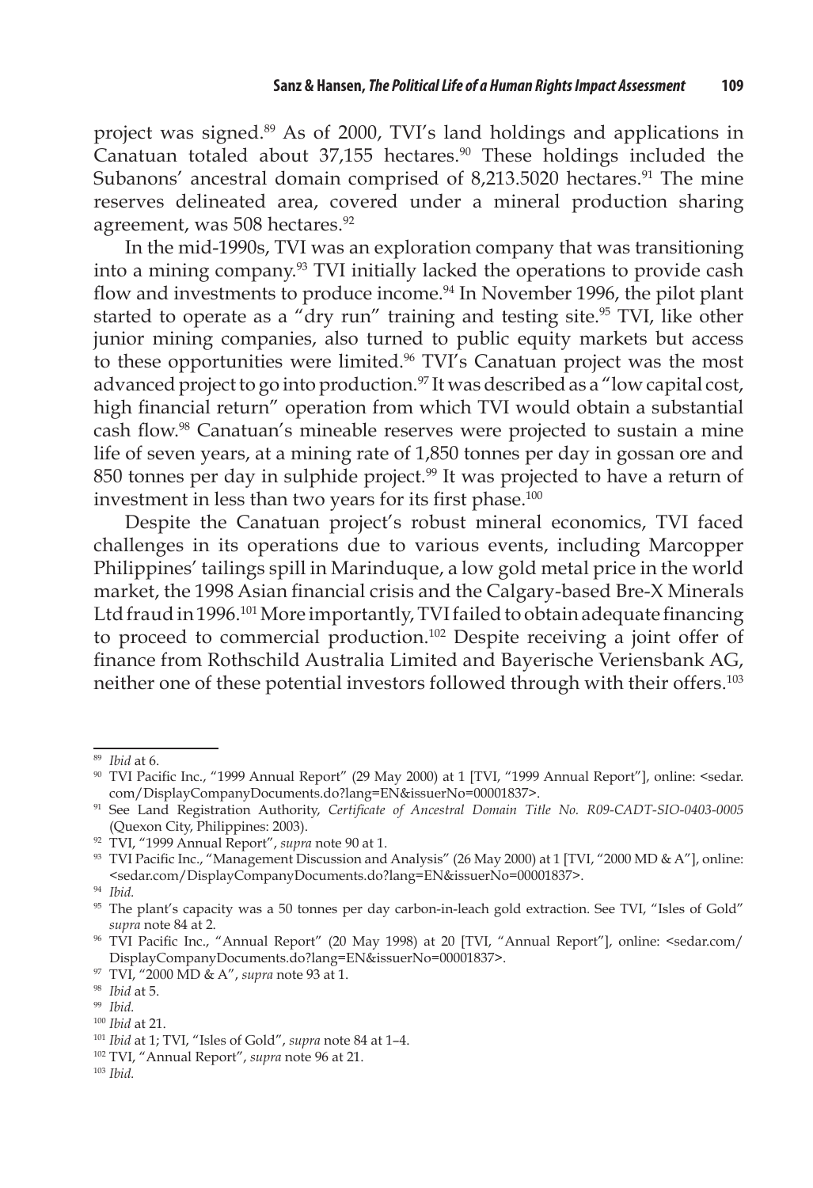project was signed.[89] As of 2000, TVI's land holdings and applications in Canatuan totaled about 37,155 hectares.[90] These holdings included the Subanons' ancestral domain comprised of 8,213.5020 hectares.[91] The mine reserves delineated area, covered under a mineral production sharing agreement, was 508 hectares.[92]

In the mid-1990s, TVI was an exploration company that was transitioning into a mining company.[93] TVI initially lacked the operations to provide cash flow and investments to produce income.[94] In November 1996, the pilot plant started to operate as a "dry run" training and testing site.[95] TVI, like other junior mining companies, also turned to public equity markets but access to these opportunities were limited.[96] TVI's Canatuan project was the most advanced project to go into production.[97] It was described as a "low capital cost, high financial return" operation from which TVI would obtain a substantial cash flow.[98] Canatuan's mineable reserves were projected to sustain a mine life of seven years, at a mining rate of 1,850 tonnes per day in gossan ore and 850 tonnes per day in sulphide project.[99] It was projected to have a return of investment in less than two years for its first phase.[100]

Despite the Canatuan project's robust mineral economics, TVI faced challenges in its operations due to various events, including Marcopper Philippines' tailings spill in Marinduque, a low gold metal price in the world market, the 1998 Asian financial crisis and the Calgary-based Bre-X Minerals Ltd fraud in 1996.[101] More importantly, TVI failed to obtain adequate financing to proceed to commercial production.[102] Despite receiving a joint offer of finance from Rothschild Australia Limited and Bayerische Veriensbank AG, neither one of these potential investors followed through with their offers.[103]

---

[89] *Ibid* at 6.

[90] TVI Pacific Inc., "1999 Annual Report" (29 May 2000) at 1 [TVI, "1999 Annual Report"], online: <sedar.com/DisplayCompanyDocuments.do?lang=EN&issuerNo=00001837>.

[91] See Land Registration Authority, *Certificate of Ancestral Domain Title No. R09-CADT-SIO-0403-0005* (Quexon City, Philippines: 2003).

[92] TVI, "1999 Annual Report", *supra* note 90 at 1.

[93] TVI Pacific Inc., "Management Discussion and Analysis" (26 May 2000) at 1 [TVI, "2000 MD & A"], online: <sedar.com/DisplayCompanyDocuments.do?lang=EN&issuerNo=00001837>.

[94] *Ibid.*

[95] The plant's capacity was a 50 tonnes per day carbon-in-leach gold extraction. See TVI, "Isles of Gold" *supra* note 84 at 2.

[96] TVI Pacific Inc., "Annual Report" (20 May 1998) at 20 [TVI, "Annual Report"], online: <sedar.com/DisplayCompanyDocuments.do?lang=EN&issuerNo=00001837>.

[97] TVI, "2000 MD & A", *supra* note 93 at 1.

[98] *Ibid* at 5.

[99] *Ibid.*

[100] *Ibid* at 21.

[101] *Ibid* at 1; TVI, "Isles of Gold", *supra* note 84 at 1–4.

[102] TVI, "Annual Report", *supra* note 96 at 21.

[103] *Ibid.*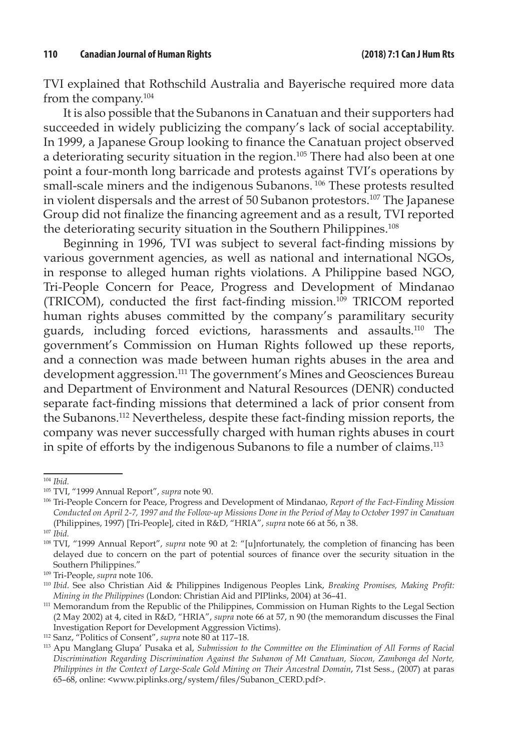TVI explained that Rothschild Australia and Bayerische required more data from the company.[104]

It is also possible that the Subanons in Canatuan and their supporters had succeeded in widely publicizing the company's lack of social acceptability. In 1999, a Japanese Group looking to finance the Canatuan project observed a deteriorating security situation in the region.[105] There had also been at one point a four-month long barricade and protests against TVI's operations by small-scale miners and the indigenous Subanons.[106] These protests resulted in violent dispersals and the arrest of 50 Subanon protestors.[107] The Japanese Group did not finalize the financing agreement and as a result, TVI reported the deteriorating security situation in the Southern Philippines.[108]

Beginning in 1996, TVI was subject to several fact-finding missions by various government agencies, as well as national and international NGOs, in response to alleged human rights violations. A Philippine based NGO, Tri-People Concern for Peace, Progress and Development of Mindanao (TRICOM), conducted the first fact-finding mission.[109] TRICOM reported human rights abuses committed by the company's paramilitary security guards, including forced evictions, harassments and assaults.[110] The government's Commission on Human Rights followed up these reports, and a connection was made between human rights abuses in the area and development aggression.[111] The government's Mines and Geosciences Bureau and Department of Environment and Natural Resources (DENR) conducted separate fact-finding missions that determined a lack of prior consent from the Subanons.[112] Nevertheless, despite these fact-finding mission reports, the company was never successfully charged with human rights abuses in court in spite of efforts by the indigenous Subanons to file a number of claims.[113]

---

[104] *Ibid.*

[105] TVI, "1999 Annual Report", *supra* note 90.

[106] Tri-People Concern for Peace, Progress and Development of Mindanao, *Report of the Fact-Finding Mission Conducted on April 2-7, 1997 and the Follow-up Missions Done in the Period of May to October 1997 in Canatuan* (Philippines, 1997) [Tri-People], cited in R&D, "HRIA", *supra* note 66 at 56, n 38.

[107] *Ibid.*

[108] TVI, "1999 Annual Report", *supra* note 90 at 2: "[u]nfortunately, the completion of financing has been delayed due to concern on the part of potential sources of finance over the security situation in the Southern Philippines."

[109] Tri-People, *supra* note 106.

[110] *Ibid*. See also Christian Aid & Philippines Indigenous Peoples Link, *Breaking Promises, Making Profit: Mining in the Philippines* (London: Christian Aid and PIPlinks, 2004) at 36–41.

[111] Memorandum from the Republic of the Philippines, Commission on Human Rights to the Legal Section (2 May 2002) at 4, cited in R&D, "HRIA", *supra* note 66 at 57, n 90 (the memorandum discusses the Final Investigation Report for Development Aggression Victims).

[112] Sanz, "Politics of Consent", *supra* note 80 at 117–18.

[113] Apu Manglang Glupa' Pusaka et al, *Submission to the Committee on the Elimination of All Forms of Racial Discrimination Regarding Discrimination Against the Subanon of Mt Canatuan, Siocon, Zambonga del Norte, Philippines in the Context of Large-Scale Gold Mining on Their Ancestral Domain*, 71st Sess., (2007) at paras 65–68, online: <www.piplinks.org/system/files/Subanon_CERD.pdf>.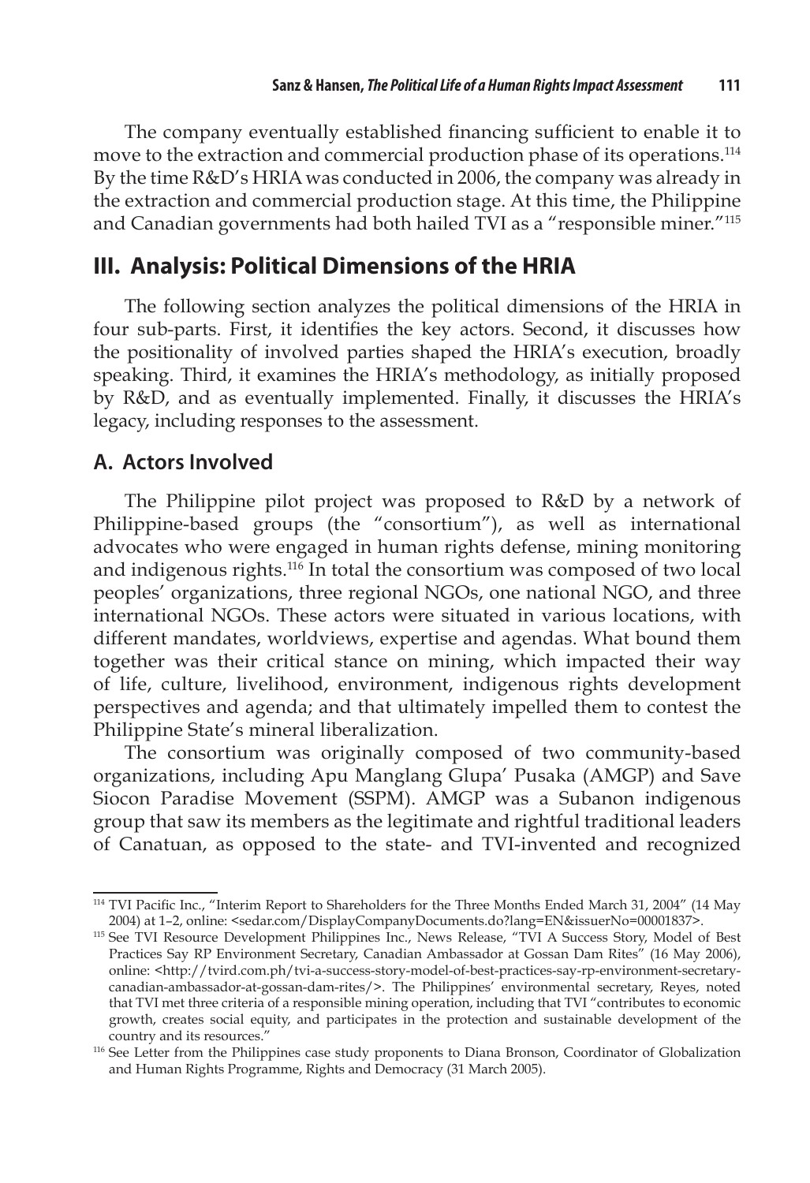The company eventually established financing sufficient to enable it to move to the extraction and commercial production phase of its operations.[114] By the time R&D's HRIA was conducted in 2006, the company was already in the extraction and commercial production stage. At this time, the Philippine and Canadian governments had both hailed TVI as a "responsible miner."[115]

## III. Analysis: Political Dimensions of the HRIA

The following section analyzes the political dimensions of the HRIA in four sub-parts. First, it identifies the key actors. Second, it discusses how the positionality of involved parties shaped the HRIA's execution, broadly speaking. Third, it examines the HRIA's methodology, as initially proposed by R&D, and as eventually implemented. Finally, it discusses the HRIA's legacy, including responses to the assessment.

### A. Actors Involved

The Philippine pilot project was proposed to R&D by a network of Philippine-based groups (the "consortium"), as well as international advocates who were engaged in human rights defense, mining monitoring and indigenous rights.[116] In total the consortium was composed of two local peoples' organizations, three regional NGOs, one national NGO, and three international NGOs. These actors were situated in various locations, with different mandates, worldviews, expertise and agendas. What bound them together was their critical stance on mining, which impacted their way of life, culture, livelihood, environment, indigenous rights development perspectives and agenda; and that ultimately impelled them to contest the Philippine State's mineral liberalization.

The consortium was originally composed of two community-based organizations, including Apu Manglang Glupa' Pusaka (AMGP) and Save Siocon Paradise Movement (SSPM). AMGP was a Subanon indigenous group that saw its members as the legitimate and rightful traditional leaders of Canatuan, as opposed to the state- and TVI-invented and recognized

---

[114] TVI Pacific Inc., "Interim Report to Shareholders for the Three Months Ended March 31, 2004" (14 May 2004) at 1–2, online: <sedar.com/DisplayCompanyDocuments.do?lang=EN&issuerNo=00001837>.

[115] See TVI Resource Development Philippines Inc., News Release, "TVI A Success Story, Model of Best Practices Say RP Environment Secretary, Canadian Ambassador at Gossan Dam Rites" (16 May 2006), online: <http://tvird.com.ph/tvi-a-success-story-model-of-best-practices-say-rp-environment-secretary-canadian-ambassador-at-gossan-dam-rites/>. The Philippines' environmental secretary, Reyes, noted that TVI met three criteria of a responsible mining operation, including that TVI "contributes to economic growth, creates social equity, and participates in the protection and sustainable development of the country and its resources."

[116] See Letter from the Philippines case study proponents to Diana Bronson, Coordinator of Globalization and Human Rights Programme, Rights and Democracy (31 March 2005).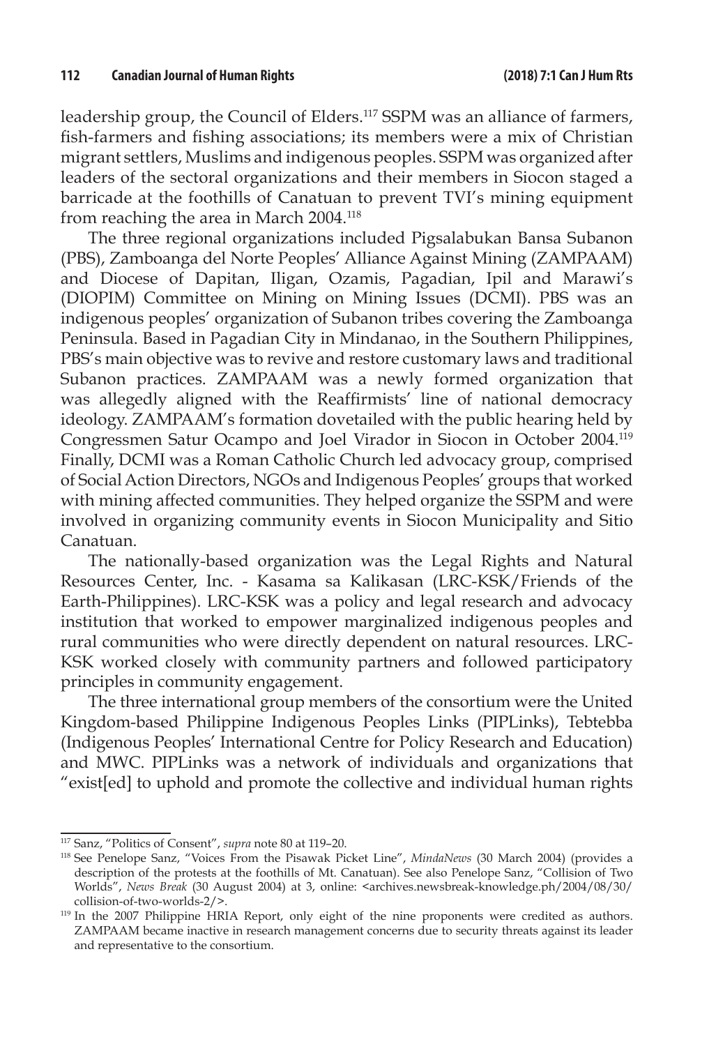leadership group, the Council of Elders.[117] SSPM was an alliance of farmers, fish-farmers and fishing associations; its members were a mix of Christian migrant settlers, Muslims and indigenous peoples. SSPM was organized after leaders of the sectoral organizations and their members in Siocon staged a barricade at the foothills of Canatuan to prevent TVI's mining equipment from reaching the area in March 2004.[118]

The three regional organizations included Pigsalabukan Bansa Subanon (PBS), Zamboanga del Norte Peoples' Alliance Against Mining (ZAMPAAM) and Diocese of Dapitan, Iligan, Ozamis, Pagadian, Ipil and Marawi's (DIOPIM) Committee on Mining on Mining Issues (DCMI). PBS was an indigenous peoples' organization of Subanon tribes covering the Zamboanga Peninsula. Based in Pagadian City in Mindanao, in the Southern Philippines, PBS's main objective was to revive and restore customary laws and traditional Subanon practices. ZAMPAAM was a newly formed organization that was allegedly aligned with the Reaffirmists' line of national democracy ideology. ZAMPAAM's formation dovetailed with the public hearing held by Congressmen Satur Ocampo and Joel Virador in Siocon in October 2004.[119] Finally, DCMI was a Roman Catholic Church led advocacy group, comprised of Social Action Directors, NGOs and Indigenous Peoples' groups that worked with mining affected communities. They helped organize the SSPM and were involved in organizing community events in Siocon Municipality and Sitio Canatuan.

The nationally-based organization was the Legal Rights and Natural Resources Center, Inc. - Kasama sa Kalikasan (LRC-KSK/Friends of the Earth-Philippines). LRC-KSK was a policy and legal research and advocacy institution that worked to empower marginalized indigenous peoples and rural communities who were directly dependent on natural resources. LRC-KSK worked closely with community partners and followed participatory principles in community engagement.

The three international group members of the consortium were the United Kingdom-based Philippine Indigenous Peoples Links (PIPLinks), Tebtebba (Indigenous Peoples' International Centre for Policy Research and Education) and MWC. PIPLinks was a network of individuals and organizations that "exist[ed] to uphold and promote the collective and individual human rights

---

[117] Sanz, "Politics of Consent", *supra* note 80 at 119–20.

[118] See Penelope Sanz, "Voices From the Pisawak Picket Line", *MindaNews* (30 March 2004) (provides a description of the protests at the foothills of Mt. Canatuan). See also Penelope Sanz, "Collision of Two Worlds", *News Break* (30 August 2004) at 3, online: <archives.newsbreak-knowledge.ph/2004/08/30/collision-of-two-worlds-2/>.

[119] In the 2007 Philippine HRIA Report, only eight of the nine proponents were credited as authors. ZAMPAAM became inactive in research management concerns due to security threats against its leader and representative to the consortium.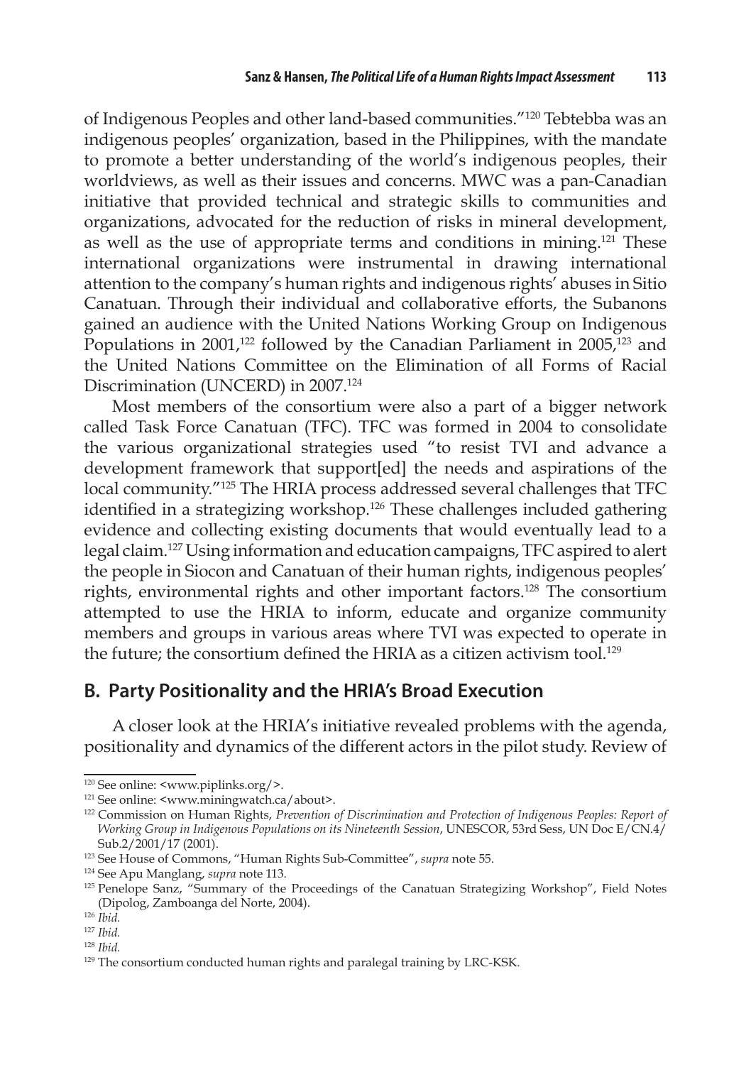of Indigenous Peoples and other land-based communities."[120] Tebtebba was an indigenous peoples' organization, based in the Philippines, with the mandate to promote a better understanding of the world's indigenous peoples, their worldviews, as well as their issues and concerns. MWC was a pan-Canadian initiative that provided technical and strategic skills to communities and organizations, advocated for the reduction of risks in mineral development, as well as the use of appropriate terms and conditions in mining.[121] These international organizations were instrumental in drawing international attention to the company's human rights and indigenous rights' abuses in Sitio Canatuan. Through their individual and collaborative efforts, the Subanons gained an audience with the United Nations Working Group on Indigenous Populations in 2001,[122] followed by the Canadian Parliament in 2005,[123] and the United Nations Committee on the Elimination of all Forms of Racial Discrimination (UNCERD) in 2007.[124]

Most members of the consortium were also a part of a bigger network called Task Force Canatuan (TFC). TFC was formed in 2004 to consolidate the various organizational strategies used "to resist TVI and advance a development framework that support[ed] the needs and aspirations of the local community."[125] The HRIA process addressed several challenges that TFC identified in a strategizing workshop.[126] These challenges included gathering evidence and collecting existing documents that would eventually lead to a legal claim.[127] Using information and education campaigns, TFC aspired to alert the people in Siocon and Canatuan of their human rights, indigenous peoples' rights, environmental rights and other important factors.[128] The consortium attempted to use the HRIA to inform, educate and organize community members and groups in various areas where TVI was expected to operate in the future; the consortium defined the HRIA as a citizen activism tool.[129]

## B. Party Positionality and the HRIA's Broad Execution

A closer look at the HRIA's initiative revealed problems with the agenda, positionality and dynamics of the different actors in the pilot study. Review of

---

[120] See online: <www.piplinks.org/>.

[121] See online: <www.miningwatch.ca/about>.

[122] Commission on Human Rights, *Prevention of Discrimination and Protection of Indigenous Peoples: Report of Working Group in Indigenous Populations on its Nineteenth Session*, UNESCOR, 53rd Sess, UN Doc E/CN.4/Sub.2/2001/17 (2001).

[123] See House of Commons, "Human Rights Sub-Committee", *supra* note 55.

[124] See Apu Manglang, *supra* note 113.

[125] Penelope Sanz, "Summary of the Proceedings of the Canatuan Strategizing Workshop", Field Notes (Dipolog, Zamboanga del Norte, 2004).

[126] *Ibid.*

[127] *Ibid.*

[128] *Ibid.*

[129] The consortium conducted human rights and paralegal training by LRC-KSK.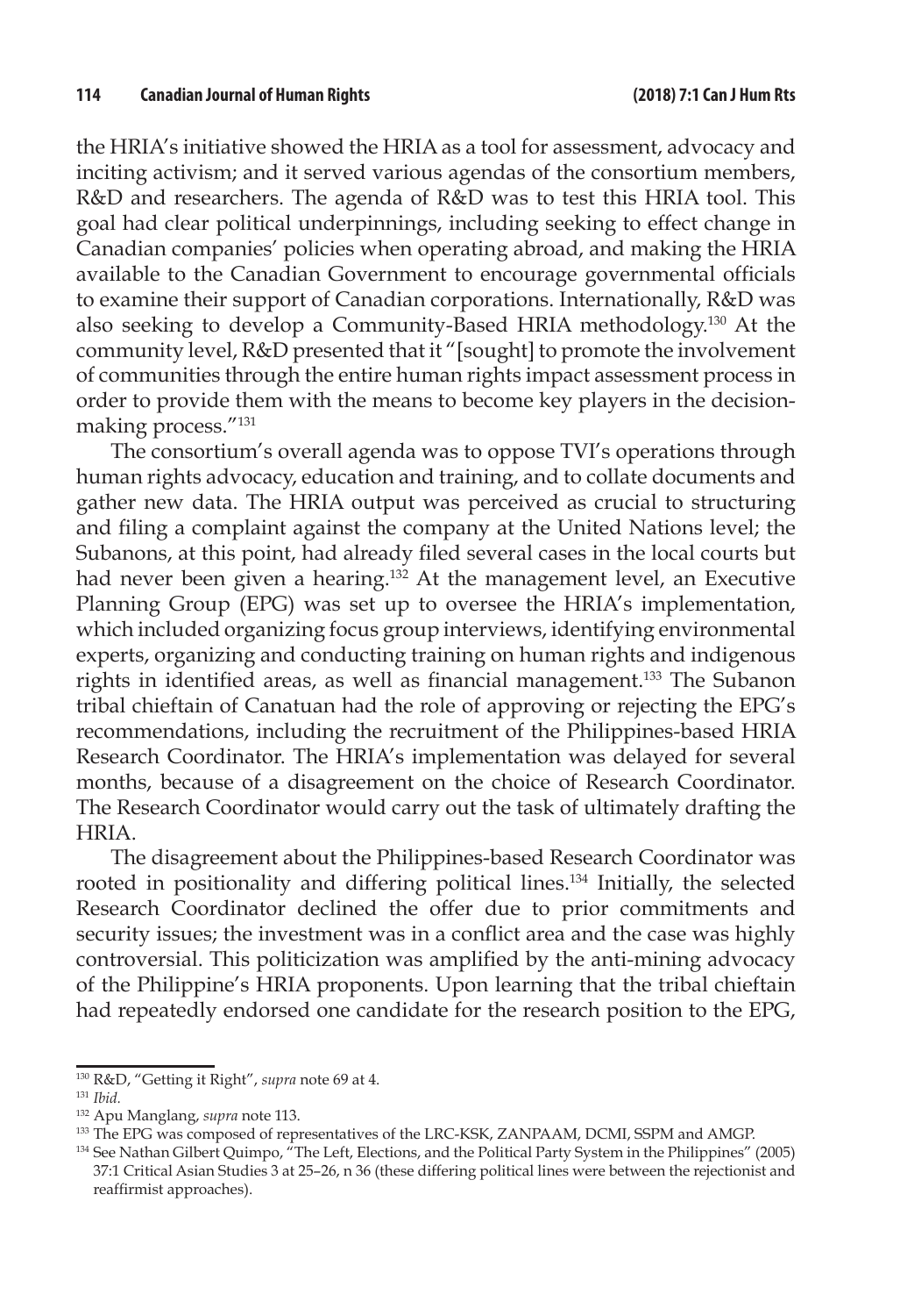the HRIA's initiative showed the HRIA as a tool for assessment, advocacy and inciting activism; and it served various agendas of the consortium members, R&D and researchers. The agenda of R&D was to test this HRIA tool. This goal had clear political underpinnings, including seeking to effect change in Canadian companies' policies when operating abroad, and making the HRIA available to the Canadian Government to encourage governmental officials to examine their support of Canadian corporations. Internationally, R&D was also seeking to develop a Community-Based HRIA methodology.[130] At the community level, R&D presented that it "[sought] to promote the involvement of communities through the entire human rights impact assessment process in order to provide them with the means to become key players in the decision-making process."[131]

The consortium's overall agenda was to oppose TVI's operations through human rights advocacy, education and training, and to collate documents and gather new data. The HRIA output was perceived as crucial to structuring and filing a complaint against the company at the United Nations level; the Subanons, at this point, had already filed several cases in the local courts but had never been given a hearing.[132] At the management level, an Executive Planning Group (EPG) was set up to oversee the HRIA's implementation, which included organizing focus group interviews, identifying environmental experts, organizing and conducting training on human rights and indigenous rights in identified areas, as well as financial management.[133] The Subanon tribal chieftain of Canatuan had the role of approving or rejecting the EPG's recommendations, including the recruitment of the Philippines-based HRIA Research Coordinator. The HRIA's implementation was delayed for several months, because of a disagreement on the choice of Research Coordinator. The Research Coordinator would carry out the task of ultimately drafting the HRIA.

The disagreement about the Philippines-based Research Coordinator was rooted in positionality and differing political lines.[134] Initially, the selected Research Coordinator declined the offer due to prior commitments and security issues; the investment was in a conflict area and the case was highly controversial. This politicization was amplified by the anti-mining advocacy of the Philippine's HRIA proponents. Upon learning that the tribal chieftain had repeatedly endorsed one candidate for the research position to the EPG,

---

[130] R&D, "Getting it Right", *supra* note 69 at 4.

[131] *Ibid.*

[132] Apu Manglang, *supra* note 113.

[133] The EPG was composed of representatives of the LRC-KSK, ZANPAAM, DCMI, SSPM and AMGP.

[134] See Nathan Gilbert Quimpo, "The Left, Elections, and the Political Party System in the Philippines" (2005) 37:1 Critical Asian Studies 3 at 25–26, n 36 (these differing political lines were between the rejectionist and reaffirmist approaches).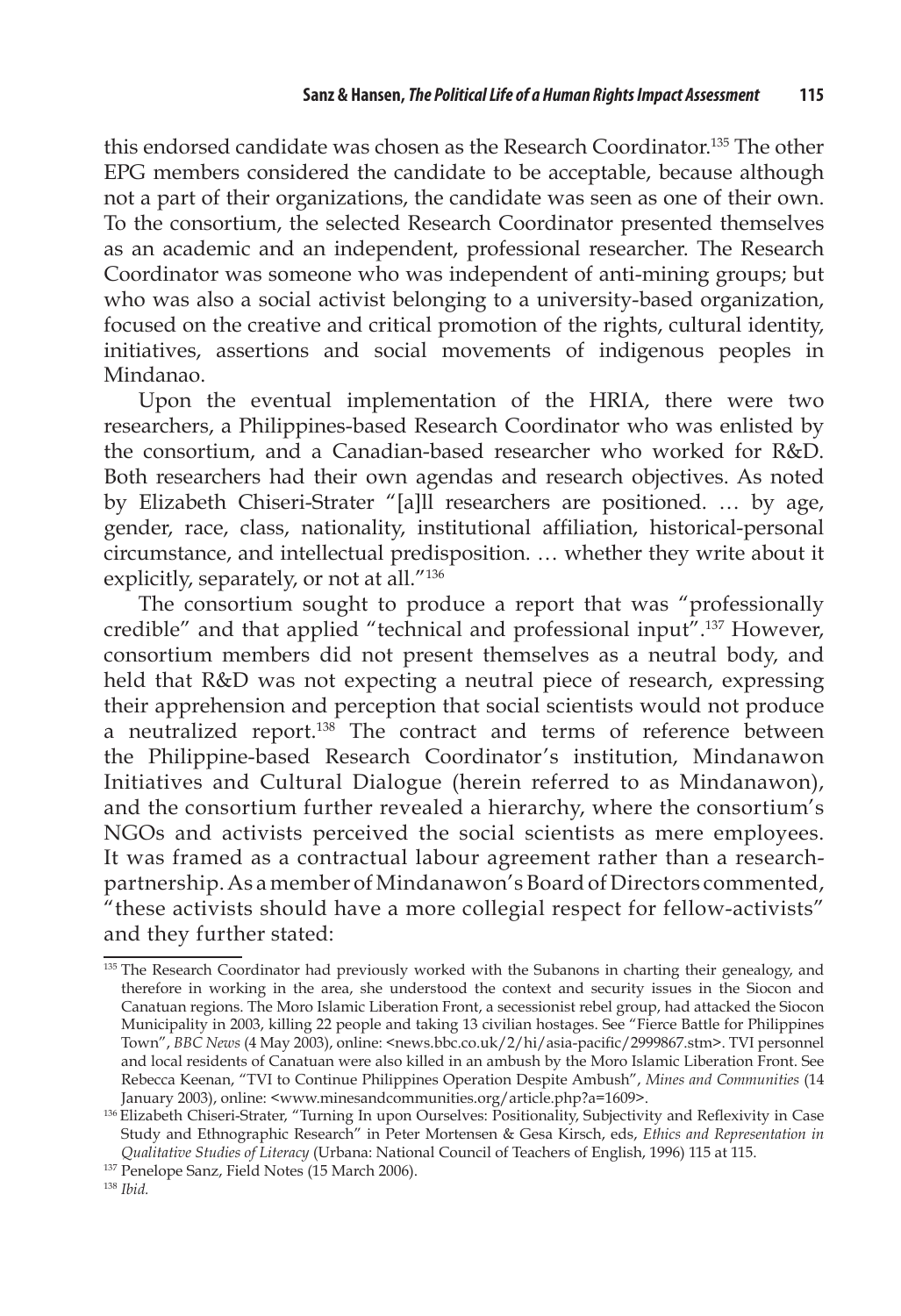this endorsed candidate was chosen as the Research Coordinator.[135] The other EPG members considered the candidate to be acceptable, because although not a part of their organizations, the candidate was seen as one of their own. To the consortium, the selected Research Coordinator presented themselves as an academic and an independent, professional researcher. The Research Coordinator was someone who was independent of anti-mining groups; but who was also a social activist belonging to a university-based organization, focused on the creative and critical promotion of the rights, cultural identity, initiatives, assertions and social movements of indigenous peoples in Mindanao.

Upon the eventual implementation of the HRIA, there were two researchers, a Philippines-based Research Coordinator who was enlisted by the consortium, and a Canadian-based researcher who worked for R&D. Both researchers had their own agendas and research objectives. As noted by Elizabeth Chiseri-Strater "[a]ll researchers are positioned. … by age, gender, race, class, nationality, institutional affiliation, historical-personal circumstance, and intellectual predisposition. … whether they write about it explicitly, separately, or not at all."[136]

The consortium sought to produce a report that was "professionally credible" and that applied "technical and professional input".[137] However, consortium members did not present themselves as a neutral body, and held that R&D was not expecting a neutral piece of research, expressing their apprehension and perception that social scientists would not produce a neutralized report.[138] The contract and terms of reference between the Philippine-based Research Coordinator's institution, Mindanawon Initiatives and Cultural Dialogue (herein referred to as Mindanawon), and the consortium further revealed a hierarchy, where the consortium's NGOs and activists perceived the social scientists as mere employees. It was framed as a contractual labour agreement rather than a research-partnership. As a member of Mindanawon's Board of Directors commented, "these activists should have a more collegial respect for fellow-activists" and they further stated:

---

[135] The Research Coordinator had previously worked with the Subanons in charting their genealogy, and therefore in working in the area, she understood the context and security issues in the Siocon and Canatuan regions. The Moro Islamic Liberation Front, a secessionist rebel group, had attacked the Siocon Municipality in 2003, killing 22 people and taking 13 civilian hostages. See "Fierce Battle for Philippines Town", *BBC News* (4 May 2003), online: <news.bbc.co.uk/2/hi/asia-pacific/2999867.stm>. TVI personnel and local residents of Canatuan were also killed in an ambush by the Moro Islamic Liberation Front. See Rebecca Keenan, "TVI to Continue Philippines Operation Despite Ambush", *Mines and Communities* (14 January 2003), online: <www.minesandcommunities.org/article.php?a=1609>.

[136] Elizabeth Chiseri-Strater, "Turning In upon Ourselves: Positionality, Subjectivity and Reflexivity in Case Study and Ethnographic Research" in Peter Mortensen & Gesa Kirsch, eds, *Ethics and Representation in Qualitative Studies of Literacy* (Urbana: National Council of Teachers of English, 1996) 115 at 115.

[137] Penelope Sanz, Field Notes (15 March 2006).

[138] *Ibid.*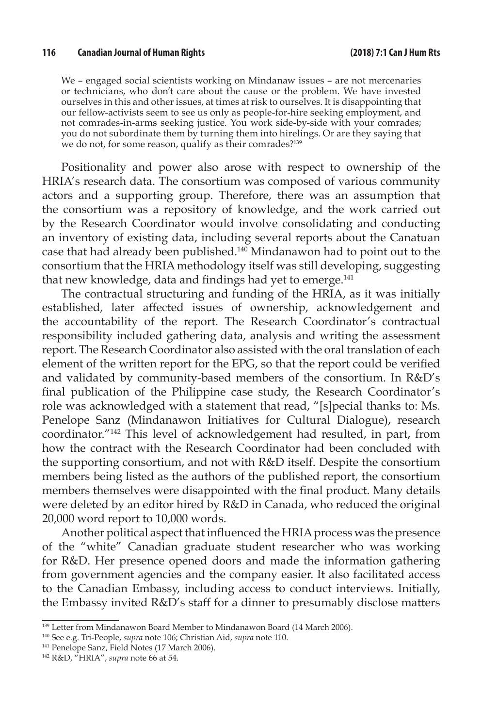> We – engaged social scientists working on Mindanaw issues – are not mercenaries or technicians, who don't care about the cause or the problem. We have invested ourselves in this and other issues, at times at risk to ourselves. It is disappointing that our fellow-activists seem to see us only as people-for-hire seeking employment, and not comrades-in-arms seeking justice. You work side-by-side with your comrades; you do not subordinate them by turning them into hirelings. Or are they saying that we do not, for some reason, qualify as their comrades?[139]

Positionality and power also arose with respect to ownership of the HRIA's research data. The consortium was composed of various community actors and a supporting group. Therefore, there was an assumption that the consortium was a repository of knowledge, and the work carried out by the Research Coordinator would involve consolidating and conducting an inventory of existing data, including several reports about the Canatuan case that had already been published.[140] Mindanawon had to point out to the consortium that the HRIA methodology itself was still developing, suggesting that new knowledge, data and findings had yet to emerge.[141]

The contractual structuring and funding of the HRIA, as it was initially established, later affected issues of ownership, acknowledgement and the accountability of the report. The Research Coordinator's contractual responsibility included gathering data, analysis and writing the assessment report. The Research Coordinator also assisted with the oral translation of each element of the written report for the EPG, so that the report could be verified and validated by community-based members of the consortium. In R&D's final publication of the Philippine case study, the Research Coordinator's role was acknowledged with a statement that read, "[s]pecial thanks to: Ms. Penelope Sanz (Mindanawon Initiatives for Cultural Dialogue), research coordinator."[142] This level of acknowledgement had resulted, in part, from how the contract with the Research Coordinator had been concluded with the supporting consortium, and not with R&D itself. Despite the consortium members being listed as the authors of the published report, the consortium members themselves were disappointed with the final product. Many details were deleted by an editor hired by R&D in Canada, who reduced the original 20,000 word report to 10,000 words.

Another political aspect that influenced the HRIA process was the presence of the "white" Canadian graduate student researcher who was working for R&D. Her presence opened doors and made the information gathering from government agencies and the company easier. It also facilitated access to the Canadian Embassy, including access to conduct interviews. Initially, the Embassy invited R&D's staff for a dinner to presumably disclose matters

---

[139] Letter from Mindanawon Board Member to Mindanawon Board (14 March 2006).

[140] See e.g. Tri-People, *supra* note 106; Christian Aid, *supra* note 110.

[141] Penelope Sanz, Field Notes (17 March 2006).

[142] R&D, "HRIA", *supra* note 66 at 54.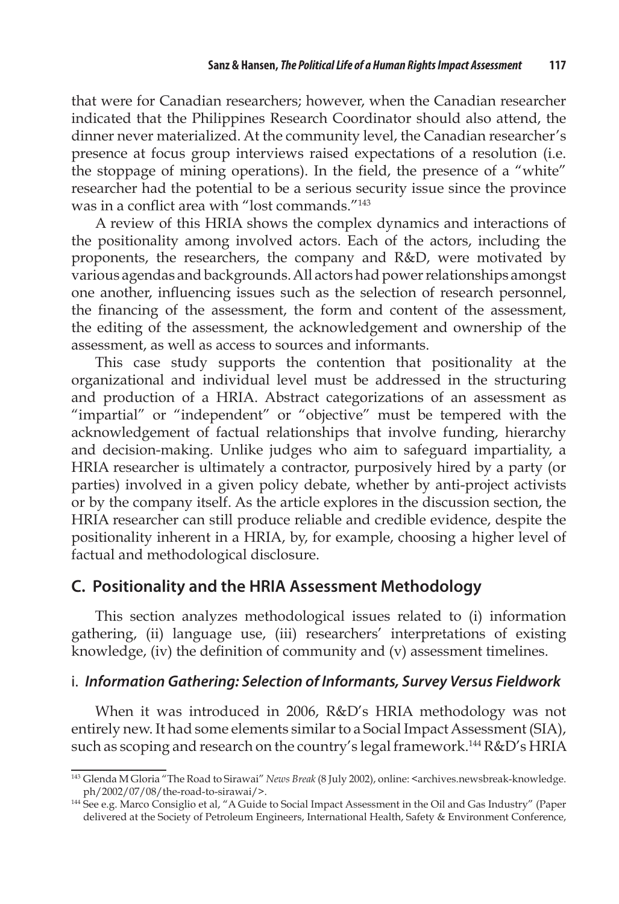that were for Canadian researchers; however, when the Canadian researcher indicated that the Philippines Research Coordinator should also attend, the dinner never materialized. At the community level, the Canadian researcher's presence at focus group interviews raised expectations of a resolution (i.e. the stoppage of mining operations). In the field, the presence of a "white" researcher had the potential to be a serious security issue since the province was in a conflict area with "lost commands."[143]

A review of this HRIA shows the complex dynamics and interactions of the positionality among involved actors. Each of the actors, including the proponents, the researchers, the company and R&D, were motivated by various agendas and backgrounds. All actors had power relationships amongst one another, influencing issues such as the selection of research personnel, the financing of the assessment, the form and content of the assessment, the editing of the assessment, the acknowledgement and ownership of the assessment, as well as access to sources and informants.

This case study supports the contention that positionality at the organizational and individual level must be addressed in the structuring and production of a HRIA. Abstract categorizations of an assessment as "impartial" or "independent" or "objective" must be tempered with the acknowledgement of factual relationships that involve funding, hierarchy and decision-making. Unlike judges who aim to safeguard impartiality, a HRIA researcher is ultimately a contractor, purposively hired by a party (or parties) involved in a given policy debate, whether by anti-project activists or by the company itself. As the article explores in the discussion section, the HRIA researcher can still produce reliable and credible evidence, despite the positionality inherent in a HRIA, by, for example, choosing a higher level of factual and methodological disclosure.

## C. Positionality and the HRIA Assessment Methodology

This section analyzes methodological issues related to (i) information gathering, (ii) language use, (iii) researchers' interpretations of existing knowledge, (iv) the definition of community and (v) assessment timelines.

### i. *Information Gathering: Selection of Informants, Survey Versus Fieldwork*

When it was introduced in 2006, R&D's HRIA methodology was not entirely new. It had some elements similar to a Social Impact Assessment (SIA), such as scoping and research on the country's legal framework.[144] R&D's HRIA

---

[143] Glenda M Gloria "The Road to Sirawai" *News Break* (8 July 2002), online: <archives.newsbreak-knowledge.ph/2002/07/08/the-road-to-sirawai/>.

[144] See e.g. Marco Consiglio et al, "A Guide to Social Impact Assessment in the Oil and Gas Industry" (Paper delivered at the Society of Petroleum Engineers, International Health, Safety & Environment Conference,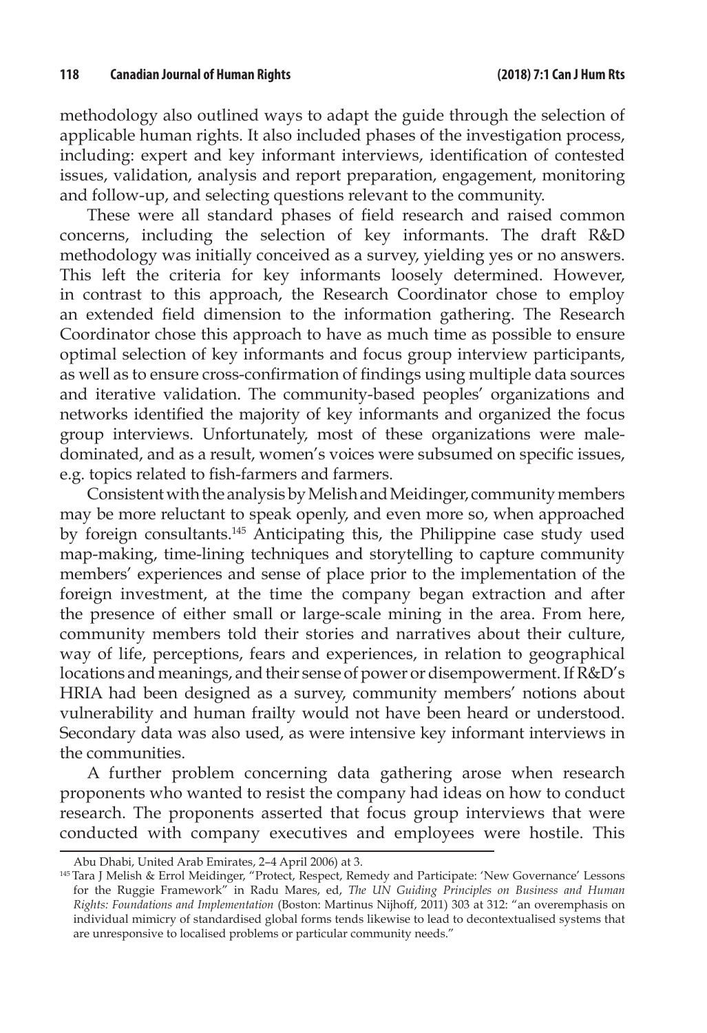methodology also outlined ways to adapt the guide through the selection of applicable human rights. It also included phases of the investigation process, including: expert and key informant interviews, identification of contested issues, validation, analysis and report preparation, engagement, monitoring and follow-up, and selecting questions relevant to the community.

These were all standard phases of field research and raised common concerns, including the selection of key informants. The draft R&D methodology was initially conceived as a survey, yielding yes or no answers. This left the criteria for key informants loosely determined. However, in contrast to this approach, the Research Coordinator chose to employ an extended field dimension to the information gathering. The Research Coordinator chose this approach to have as much time as possible to ensure optimal selection of key informants and focus group interview participants, as well as to ensure cross-confirmation of findings using multiple data sources and iterative validation. The community-based peoples' organizations and networks identified the majority of key informants and organized the focus group interviews. Unfortunately, most of these organizations were male-dominated, and as a result, women's voices were subsumed on specific issues, e.g. topics related to fish-farmers and farmers.

Consistent with the analysis by Melish and Meidinger, community members may be more reluctant to speak openly, and even more so, when approached by foreign consultants.[145] Anticipating this, the Philippine case study used map-making, time-lining techniques and storytelling to capture community members' experiences and sense of place prior to the implementation of the foreign investment, at the time the company began extraction and after the presence of either small or large-scale mining in the area. From here, community members told their stories and narratives about their culture, way of life, perceptions, fears and experiences, in relation to geographical locations and meanings, and their sense of power or disempowerment. If R&D's HRIA had been designed as a survey, community members' notions about vulnerability and human frailty would not have been heard or understood. Secondary data was also used, as were intensive key informant interviews in the communities.

A further problem concerning data gathering arose when research proponents who wanted to resist the company had ideas on how to conduct research. The proponents asserted that focus group interviews that were conducted with company executives and employees were hostile. This

---

Abu Dhabi, United Arab Emirates, 2–4 April 2006) at 3.

[145] Tara J Melish & Errol Meidinger, "Protect, Respect, Remedy and Participate: 'New Governance' Lessons for the Ruggie Framework" in Radu Mares, ed, *The UN Guiding Principles on Business and Human Rights: Foundations and Implementation* (Boston: Martinus Nijhoff, 2011) 303 at 312: "an overemphasis on individual mimicry of standardised global forms tends likewise to lead to decontextualised systems that are unresponsive to localised problems or particular community needs."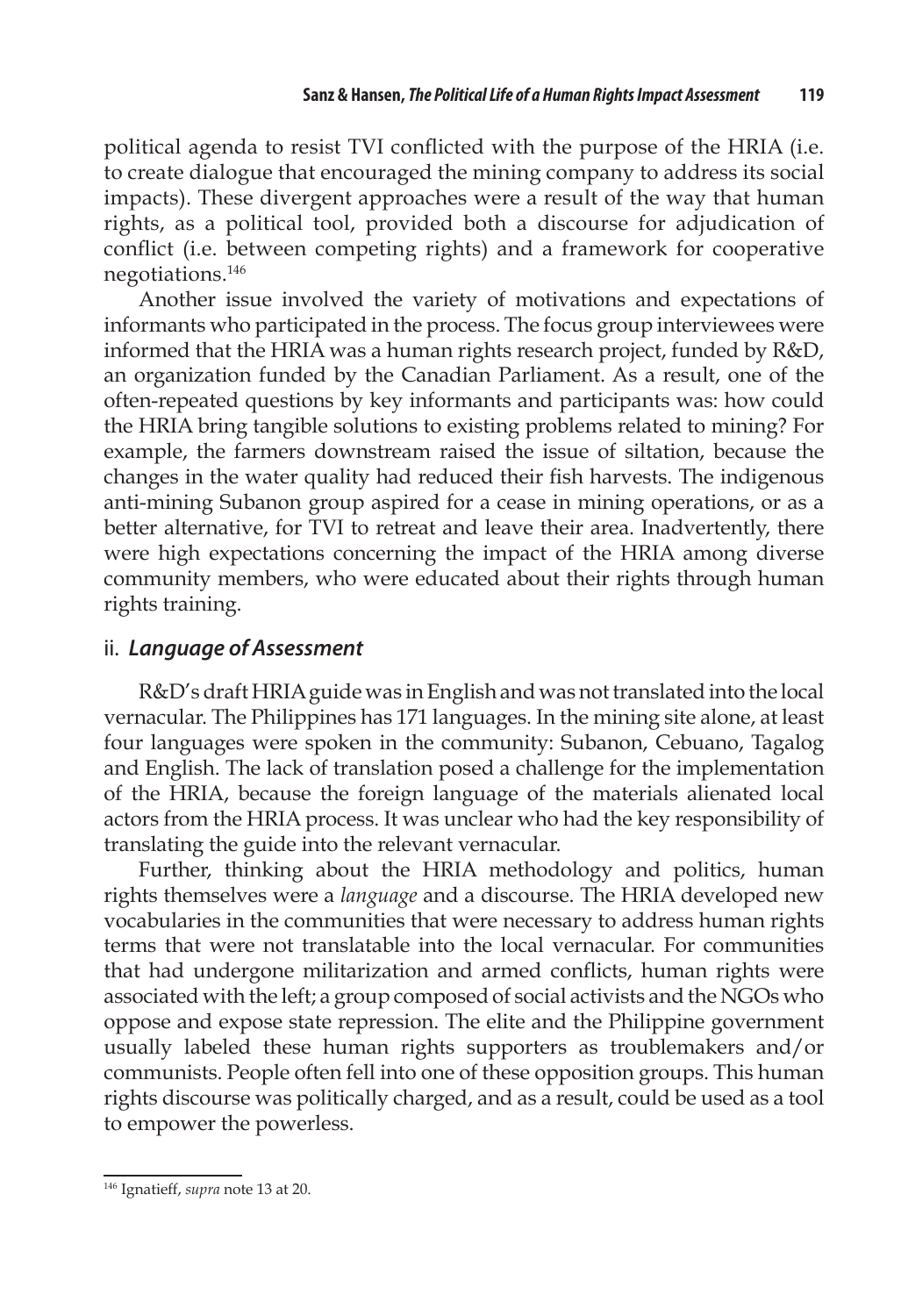political agenda to resist TVI conflicted with the purpose of the HRIA (i.e. to create dialogue that encouraged the mining company to address its social impacts). These divergent approaches were a result of the way that human rights, as a political tool, provided both a discourse for adjudication of conflict (i.e. between competing rights) and a framework for cooperative negotiations.[146]

Another issue involved the variety of motivations and expectations of informants who participated in the process. The focus group interviewees were informed that the HRIA was a human rights research project, funded by R&D, an organization funded by the Canadian Parliament. As a result, one of the often-repeated questions by key informants and participants was: how could the HRIA bring tangible solutions to existing problems related to mining? For example, the farmers downstream raised the issue of siltation, because the changes in the water quality had reduced their fish harvests. The indigenous anti-mining Subanon group aspired for a cease in mining operations, or as a better alternative, for TVI to retreat and leave their area. Inadvertently, there were high expectations concerning the impact of the HRIA among diverse community members, who were educated about their rights through human rights training.

### ii. *Language of Assessment*

R&D's draft HRIA guide was in English and was not translated into the local vernacular. The Philippines has 171 languages. In the mining site alone, at least four languages were spoken in the community: Subanon, Cebuano, Tagalog and English. The lack of translation posed a challenge for the implementation of the HRIA, because the foreign language of the materials alienated local actors from the HRIA process. It was unclear who had the key responsibility of translating the guide into the relevant vernacular.

Further, thinking about the HRIA methodology and politics, human rights themselves were a *language* and a discourse. The HRIA developed new vocabularies in the communities that were necessary to address human rights terms that were not translatable into the local vernacular. For communities that had undergone militarization and armed conflicts, human rights were associated with the left; a group composed of social activists and the NGOs who oppose and expose state repression. The elite and the Philippine government usually labeled these human rights supporters as troublemakers and/or communists. People often fell into one of these opposition groups. This human rights discourse was politically charged, and as a result, could be used as a tool to empower the powerless.

---

[146] Ignatieff, *supra* note 13 at 20.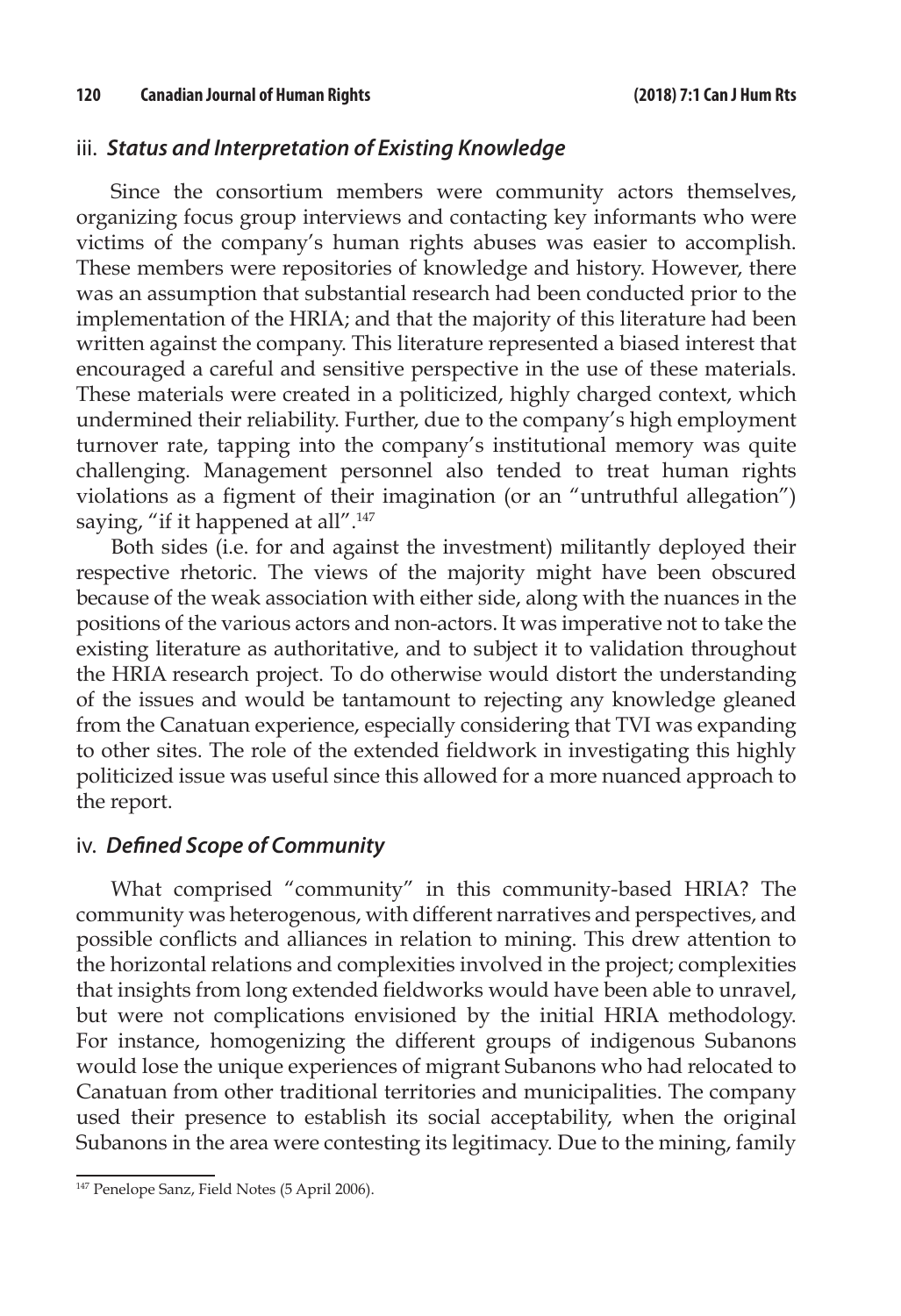### iii. *Status and Interpretation of Existing Knowledge*

Since the consortium members were community actors themselves, organizing focus group interviews and contacting key informants who were victims of the company's human rights abuses was easier to accomplish. These members were repositories of knowledge and history. However, there was an assumption that substantial research had been conducted prior to the implementation of the HRIA; and that the majority of this literature had been written against the company. This literature represented a biased interest that encouraged a careful and sensitive perspective in the use of these materials. These materials were created in a politicized, highly charged context, which undermined their reliability. Further, due to the company's high employment turnover rate, tapping into the company's institutional memory was quite challenging. Management personnel also tended to treat human rights violations as a figment of their imagination (or an "untruthful allegation") saying, "if it happened at all".[147]

Both sides (i.e. for and against the investment) militantly deployed their respective rhetoric. The views of the majority might have been obscured because of the weak association with either side, along with the nuances in the positions of the various actors and non-actors. It was imperative not to take the existing literature as authoritative, and to subject it to validation throughout the HRIA research project. To do otherwise would distort the understanding of the issues and would be tantamount to rejecting any knowledge gleaned from the Canatuan experience, especially considering that TVI was expanding to other sites. The role of the extended fieldwork in investigating this highly politicized issue was useful since this allowed for a more nuanced approach to the report.

### iv. *Defined Scope of Community*

What comprised "community" in this community-based HRIA? The community was heterogenous, with different narratives and perspectives, and possible conflicts and alliances in relation to mining. This drew attention to the horizontal relations and complexities involved in the project; complexities that insights from long extended fieldworks would have been able to unravel, but were not complications envisioned by the initial HRIA methodology. For instance, homogenizing the different groups of indigenous Subanons would lose the unique experiences of migrant Subanons who had relocated to Canatuan from other traditional territories and municipalities. The company used their presence to establish its social acceptability, when the original Subanons in the area were contesting its legitimacy. Due to the mining, family

---

[147] Penelope Sanz, Field Notes (5 April 2006).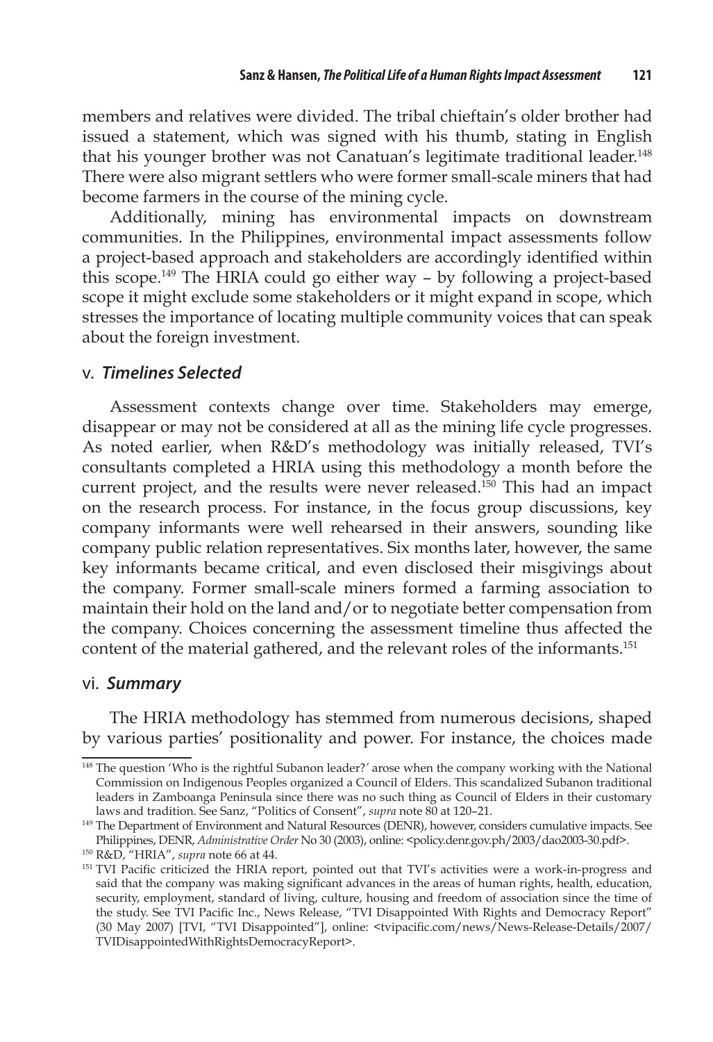members and relatives were divided. The tribal chieftain's older brother had issued a statement, which was signed with his thumb, stating in English that his younger brother was not Canatuan's legitimate traditional leader.[148] There were also migrant settlers who were former small-scale miners that had become farmers in the course of the mining cycle.

Additionally, mining has environmental impacts on downstream communities. In the Philippines, environmental impact assessments follow a project-based approach and stakeholders are accordingly identified within this scope.[149] The HRIA could go either way – by following a project-based scope it might exclude some stakeholders or it might expand in scope, which stresses the importance of locating multiple community voices that can speak about the foreign investment.

### v. *Timelines Selected*

Assessment contexts change over time. Stakeholders may emerge, disappear or may not be considered at all as the mining life cycle progresses. As noted earlier, when R&D's methodology was initially released, TVI's consultants completed a HRIA using this methodology a month before the current project, and the results were never released.[150] This had an impact on the research process. For instance, in the focus group discussions, key company informants were well rehearsed in their answers, sounding like company public relation representatives. Six months later, however, the same key informants became critical, and even disclosed their misgivings about the company. Former small-scale miners formed a farming association to maintain their hold on the land and/or to negotiate better compensation from the company. Choices concerning the assessment timeline thus affected the content of the material gathered, and the relevant roles of the informants.[151]

### vi. *Summary*

The HRIA methodology has stemmed from numerous decisions, shaped by various parties' positionality and power. For instance, the choices made

---

[148] The question 'Who is the rightful Subanon leader?' arose when the company working with the National Commission on Indigenous Peoples organized a Council of Elders. This scandalized Subanon traditional leaders in Zamboanga Peninsula since there was no such thing as Council of Elders in their customary laws and tradition. See Sanz, "Politics of Consent", *supra* note 80 at 120–21.

[149] The Department of Environment and Natural Resources (DENR), however, considers cumulative impacts. See Philippines, DENR, *Administrative Order* No 30 (2003), online: <policy.denr.gov.ph/2003/dao2003-30.pdf>.

[150] R&D, "HRIA", *supra* note 66 at 44.

[151] TVI Pacific criticized the HRIA report, pointed out that TVI's activities were a work-in-progress and said that the company was making significant advances in the areas of human rights, health, education, security, employment, standard of living, culture, housing and freedom of association since the time of the study. See TVI Pacific Inc., News Release, "TVI Disappointed With Rights and Democracy Report" (30 May 2007) [TVI, "TVI Disappointed"], online: <tvipacific.com/news/News-Release-Details/2007/TVIDisappointedWithRightsDemocracyReport>.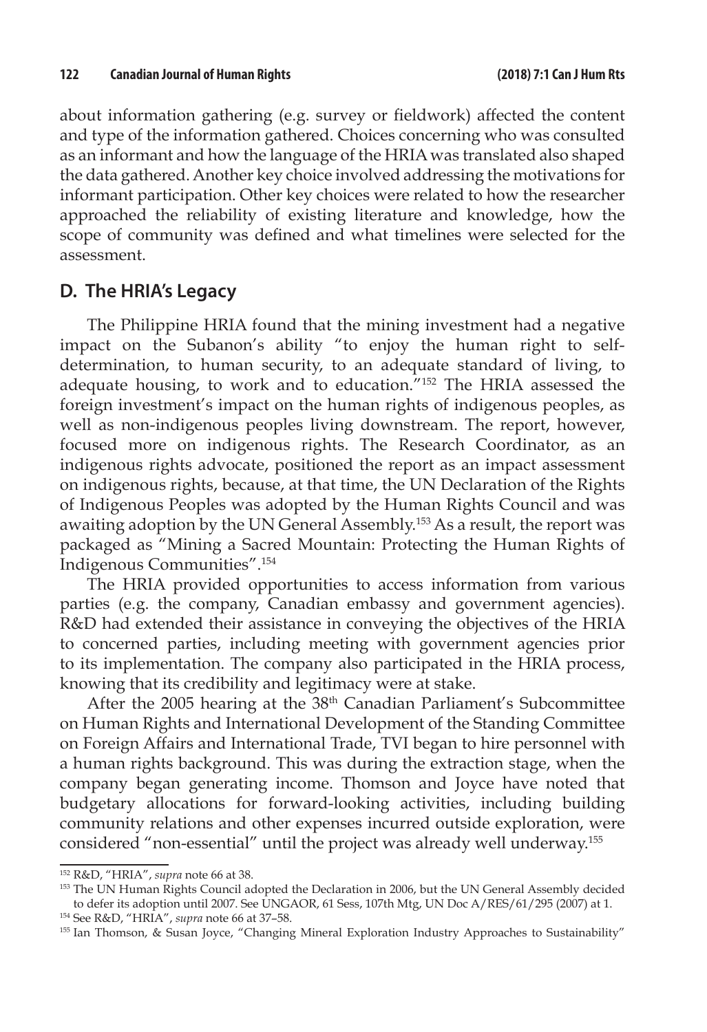about information gathering (e.g. survey or fieldwork) affected the content and type of the information gathered. Choices concerning who was consulted as an informant and how the language of the HRIA was translated also shaped the data gathered. Another key choice involved addressing the motivations for informant participation. Other key choices were related to how the researcher approached the reliability of existing literature and knowledge, how the scope of community was defined and what timelines were selected for the assessment.

## D. The HRIA's Legacy

The Philippine HRIA found that the mining investment had a negative impact on the Subanon's ability "to enjoy the human right to self-determination, to human security, to an adequate standard of living, to adequate housing, to work and to education."[152] The HRIA assessed the foreign investment's impact on the human rights of indigenous peoples, as well as non-indigenous peoples living downstream. The report, however, focused more on indigenous rights. The Research Coordinator, as an indigenous rights advocate, positioned the report as an impact assessment on indigenous rights, because, at that time, the UN Declaration of the Rights of Indigenous Peoples was adopted by the Human Rights Council and was awaiting adoption by the UN General Assembly.[153] As a result, the report was packaged as "Mining a Sacred Mountain: Protecting the Human Rights of Indigenous Communities".[154]

The HRIA provided opportunities to access information from various parties (e.g. the company, Canadian embassy and government agencies). R&D had extended their assistance in conveying the objectives of the HRIA to concerned parties, including meeting with government agencies prior to its implementation. The company also participated in the HRIA process, knowing that its credibility and legitimacy were at stake.

After the 2005 hearing at the 38th Canadian Parliament's Subcommittee on Human Rights and International Development of the Standing Committee on Foreign Affairs and International Trade, TVI began to hire personnel with a human rights background. This was during the extraction stage, when the company began generating income. Thomson and Joyce have noted that budgetary allocations for forward-looking activities, including building community relations and other expenses incurred outside exploration, were considered "non-essential" until the project was already well underway.[155]

---

[152] R&D, "HRIA", *supra* note 66 at 38.

[153] The UN Human Rights Council adopted the Declaration in 2006, but the UN General Assembly decided to defer its adoption until 2007. See UNGAOR, 61 Sess, 107th Mtg, UN Doc A/RES/61/295 (2007) at 1.

[154] See R&D, "HRIA", *supra* note 66 at 37–58.

[155] Ian Thomson, & Susan Joyce, "Changing Mineral Exploration Industry Approaches to Sustainability"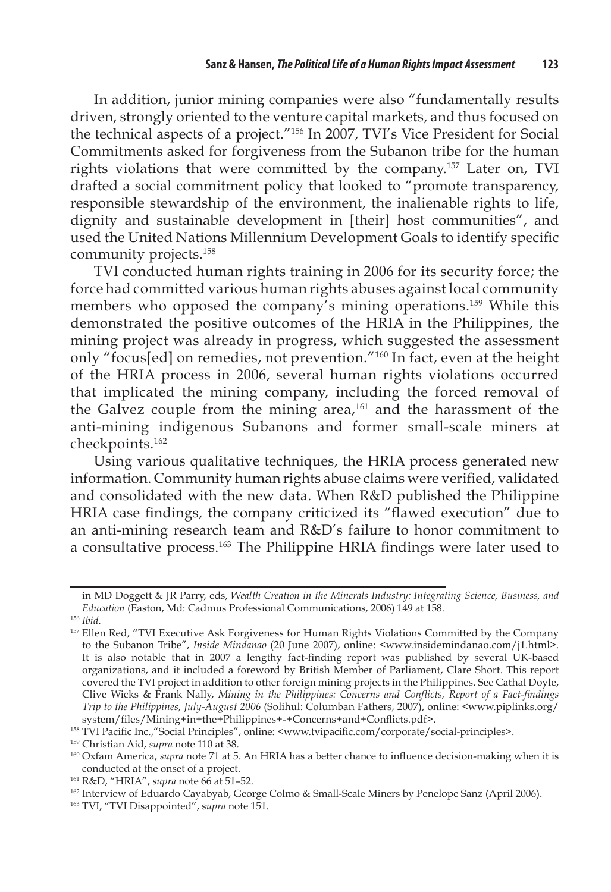In addition, junior mining companies were also "fundamentally results driven, strongly oriented to the venture capital markets, and thus focused on the technical aspects of a project."[156] In 2007, TVI's Vice President for Social Commitments asked for forgiveness from the Subanon tribe for the human rights violations that were committed by the company.[157] Later on, TVI drafted a social commitment policy that looked to "promote transparency, responsible stewardship of the environment, the inalienable rights to life, dignity and sustainable development in [their] host communities", and used the United Nations Millennium Development Goals to identify specific community projects.[158]

TVI conducted human rights training in 2006 for its security force; the force had committed various human rights abuses against local community members who opposed the company's mining operations.[159] While this demonstrated the positive outcomes of the HRIA in the Philippines, the mining project was already in progress, which suggested the assessment only "focus[ed] on remedies, not prevention."[160] In fact, even at the height of the HRIA process in 2006, several human rights violations occurred that implicated the mining company, including the forced removal of the Galvez couple from the mining area,[161] and the harassment of the anti-mining indigenous Subanons and former small-scale miners at checkpoints.[162]

Using various qualitative techniques, the HRIA process generated new information. Community human rights abuse claims were verified, validated and consolidated with the new data. When R&D published the Philippine HRIA case findings, the company criticized its "flawed execution" due to an anti-mining research team and R&D's failure to honor commitment to a consultative process.[163] The Philippine HRIA findings were later used to

---

in MD Doggett & JR Parry, eds, *Wealth Creation in the Minerals Industry: Integrating Science, Business, and Education* (Easton, Md: Cadmus Professional Communications, 2006) 149 at 158.

[156] *Ibid.*

[157] Ellen Red, "TVI Executive Ask Forgiveness for Human Rights Violations Committed by the Company to the Subanon Tribe", *Inside Mindanao* (20 June 2007), online: <www.insidemindanao.com/j1.html>. It is also notable that in 2007 a lengthy fact-finding report was published by several UK-based organizations, and it included a foreword by British Member of Parliament, Clare Short. This report covered the TVI project in addition to other foreign mining projects in the Philippines. See Cathal Doyle, Clive Wicks & Frank Nally, *Mining in the Philippines: Concerns and Conflicts, Report of a Fact-findings Trip to the Philippines, July-August 2006* (Solihul: Columban Fathers, 2007), online: <www.piplinks.org/system/files/Mining+in+the+Philippines+-+Concerns+and+Conflicts.pdf>.

[158] TVI Pacific Inc.,"Social Principles", online: <www.tvipacific.com/corporate/social-principles>.

[159] Christian Aid, *supra* note 110 at 38.

[160] Oxfam America, *supra* note 71 at 5. An HRIA has a better chance to influence decision-making when it is conducted at the onset of a project.

[161] R&D, "HRIA", *supra* note 66 at 51–52.

[162] Interview of Eduardo Cayabyab, George Colmo & Small-Scale Miners by Penelope Sanz (April 2006).

[163] TVI, "TVI Disappointed", s*upra* note 151.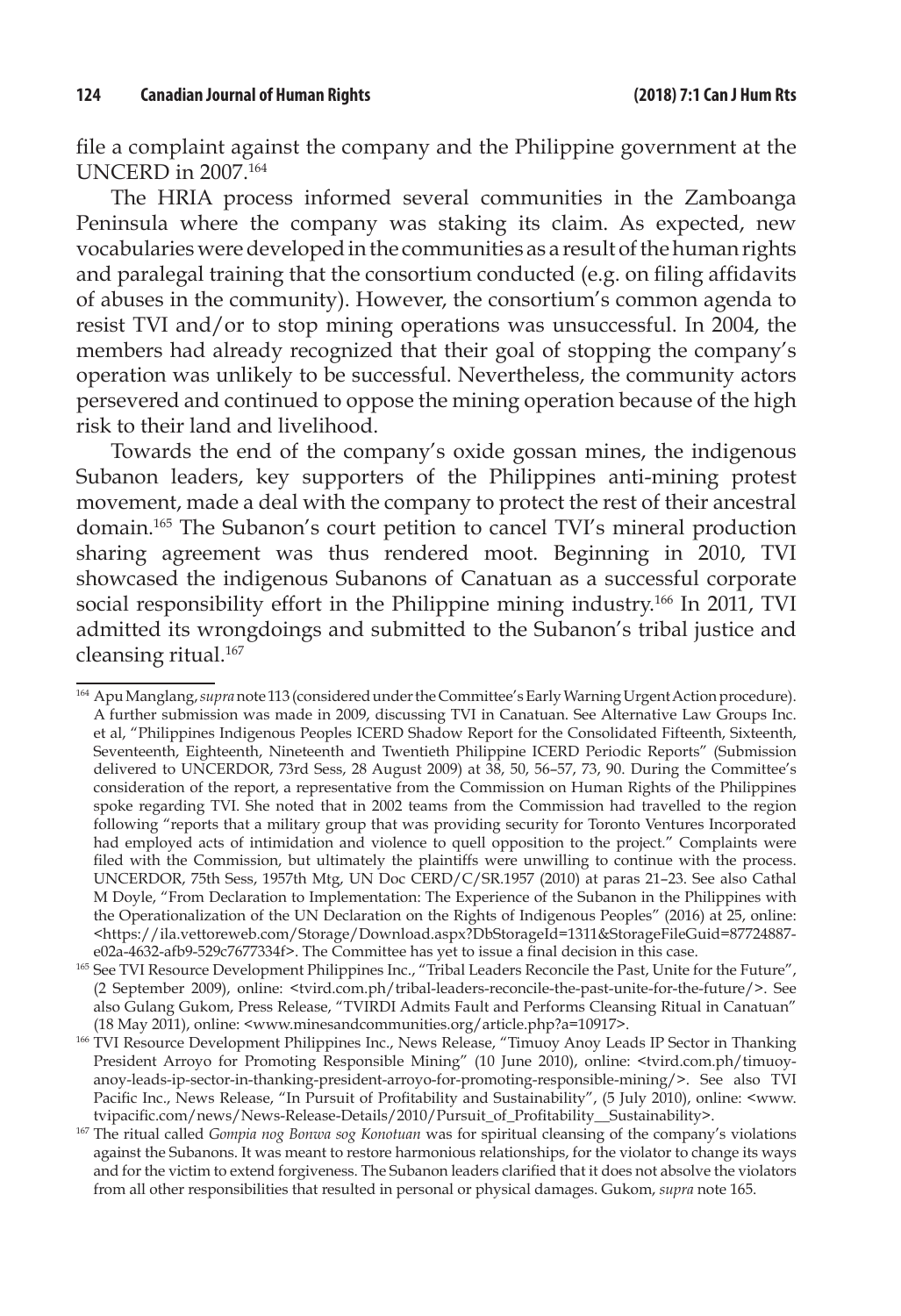file a complaint against the company and the Philippine government at the UNCERD in 2007.[164]

The HRIA process informed several communities in the Zamboanga Peninsula where the company was staking its claim. As expected, new vocabularies were developed in the communities as a result of the human rights and paralegal training that the consortium conducted (e.g. on filing affidavits of abuses in the community). However, the consortium's common agenda to resist TVI and/or to stop mining operations was unsuccessful. In 2004, the members had already recognized that their goal of stopping the company's operation was unlikely to be successful. Nevertheless, the community actors persevered and continued to oppose the mining operation because of the high risk to their land and livelihood.

Towards the end of the company's oxide gossan mines, the indigenous Subanon leaders, key supporters of the Philippines anti-mining protest movement, made a deal with the company to protect the rest of their ancestral domain.[165] The Subanon's court petition to cancel TVI's mineral production sharing agreement was thus rendered moot. Beginning in 2010, TVI showcased the indigenous Subanons of Canatuan as a successful corporate social responsibility effort in the Philippine mining industry.[166] In 2011, TVI admitted its wrongdoings and submitted to the Subanon's tribal justice and cleansing ritual.[167]

---

[164] Apu Manglang, *supra* note 113 (considered under the Committee's Early Warning Urgent Action procedure). A further submission was made in 2009, discussing TVI in Canatuan. See Alternative Law Groups Inc. et al, "Philippines Indigenous Peoples ICERD Shadow Report for the Consolidated Fifteenth, Sixteenth, Seventeenth, Eighteenth, Nineteenth and Twentieth Philippine ICERD Periodic Reports" (Submission delivered to UNCERDOR, 73rd Sess, 28 August 2009) at 38, 50, 56–57, 73, 90. During the Committee's consideration of the report, a representative from the Commission on Human Rights of the Philippines spoke regarding TVI. She noted that in 2002 teams from the Commission had travelled to the region following "reports that a military group that was providing security for Toronto Ventures Incorporated had employed acts of intimidation and violence to quell opposition to the project." Complaints were filed with the Commission, but ultimately the plaintiffs were unwilling to continue with the process. UNCERDOR, 75th Sess, 1957th Mtg, UN Doc CERD/C/SR.1957 (2010) at paras 21–23. See also Cathal M Doyle, "From Declaration to Implementation: The Experience of the Subanon in the Philippines with the Operationalization of the UN Declaration on the Rights of Indigenous Peoples" (2016) at 25, online: <https://ila.vettoreweb.com/Storage/Download.aspx?DbStorageId=1311&StorageFileGuid=87724887-e02a-4632-afb9-529c7677334f>. The Committee has yet to issue a final decision in this case.

[165] See TVI Resource Development Philippines Inc., "Tribal Leaders Reconcile the Past, Unite for the Future", (2 September 2009), online: <tvird.com.ph/tribal-leaders-reconcile-the-past-unite-for-the-future/>. See also Gulang Gukom, Press Release, "TVIRDI Admits Fault and Performs Cleansing Ritual in Canatuan" (18 May 2011), online: <www.minesandcommunities.org/article.php?a=10917>.

[166] TVI Resource Development Philippines Inc., News Release, "Timuoy Anoy Leads IP Sector in Thanking President Arroyo for Promoting Responsible Mining" (10 June 2010), online: <tvird.com.ph/timuoy-anoy-leads-ip-sector-in-thanking-president-arroyo-for-promoting-responsible-mining/>. See also TVI Pacific Inc., News Release, "In Pursuit of Profitability and Sustainability", (5 July 2010), online: <www.tvipacific.com/news/News-Release-Details/2010/Pursuit_of_Profitability__Sustainability>.

[167] The ritual called *Gompia nog Bonwa sog Konotuan* was for spiritual cleansing of the company's violations against the Subanons. It was meant to restore harmonious relationships, for the violator to change its ways and for the victim to extend forgiveness. The Subanon leaders clarified that it does not absolve the violators from all other responsibilities that resulted in personal or physical damages. Gukom, *supra* note 165.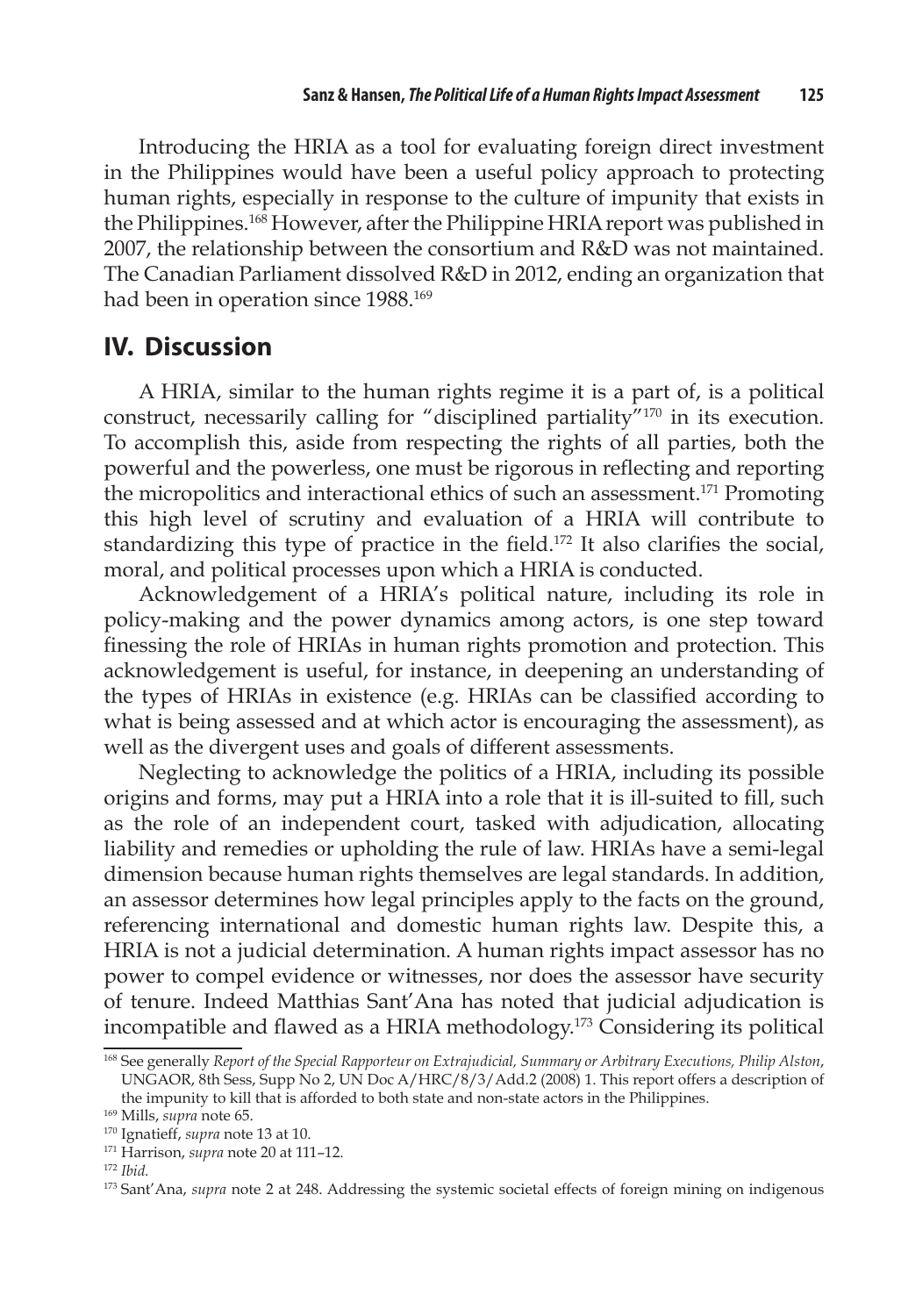Introducing the HRIA as a tool for evaluating foreign direct investment in the Philippines would have been a useful policy approach to protecting human rights, especially in response to the culture of impunity that exists in the Philippines.[168] However, after the Philippine HRIA report was published in 2007, the relationship between the consortium and R&D was not maintained. The Canadian Parliament dissolved R&D in 2012, ending an organization that had been in operation since 1988.[169]

## IV. Discussion

A HRIA, similar to the human rights regime it is a part of, is a political construct, necessarily calling for "disciplined partiality"[170] in its execution. To accomplish this, aside from respecting the rights of all parties, both the powerful and the powerless, one must be rigorous in reflecting and reporting the micropolitics and interactional ethics of such an assessment.[171] Promoting this high level of scrutiny and evaluation of a HRIA will contribute to standardizing this type of practice in the field.[172] It also clarifies the social, moral, and political processes upon which a HRIA is conducted.

Acknowledgement of a HRIA's political nature, including its role in policy-making and the power dynamics among actors, is one step toward finessing the role of HRIAs in human rights promotion and protection. This acknowledgement is useful, for instance, in deepening an understanding of the types of HRIAs in existence (e.g. HRIAs can be classified according to what is being assessed and at which actor is encouraging the assessment), as well as the divergent uses and goals of different assessments.

Neglecting to acknowledge the politics of a HRIA, including its possible origins and forms, may put a HRIA into a role that it is ill-suited to fill, such as the role of an independent court, tasked with adjudication, allocating liability and remedies or upholding the rule of law. HRIAs have a semi-legal dimension because human rights themselves are legal standards. In addition, an assessor determines how legal principles apply to the facts on the ground, referencing international and domestic human rights law. Despite this, a HRIA is not a judicial determination. A human rights impact assessor has no power to compel evidence or witnesses, nor does the assessor have security of tenure. Indeed Matthias Sant'Ana has noted that judicial adjudication is incompatible and flawed as a HRIA methodology.[173] Considering its political

---

[168] See generally *Report of the Special Rapporteur on Extrajudicial, Summary or Arbitrary Executions, Philip Alston*, UNGAOR, 8th Sess, Supp No 2, UN Doc A/HRC/8/3/Add.2 (2008) 1. This report offers a description of the impunity to kill that is afforded to both state and non-state actors in the Philippines.

[169] Mills, *supra* note 65.

[170] Ignatieff, *supra* note 13 at 10.

[171] Harrison, *supra* note 20 at 111–12.

[172] *Ibid.*

[173] Sant'Ana, *supra* note 2 at 248. Addressing the systemic societal effects of foreign mining on indigenous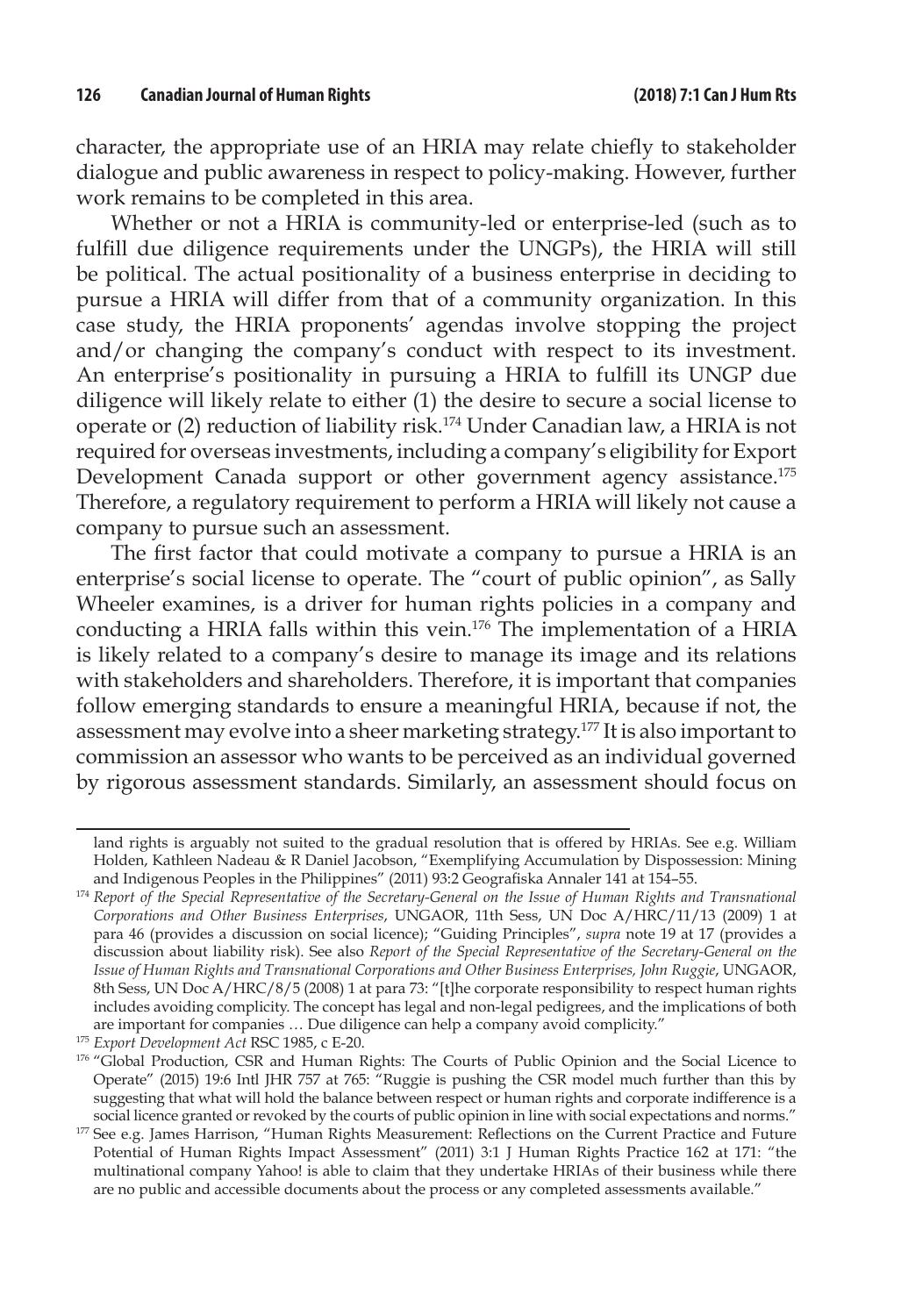character, the appropriate use of an HRIA may relate chiefly to stakeholder dialogue and public awareness in respect to policy-making. However, further work remains to be completed in this area.

Whether or not a HRIA is community-led or enterprise-led (such as to fulfill due diligence requirements under the UNGPs), the HRIA will still be political. The actual positionality of a business enterprise in deciding to pursue a HRIA will differ from that of a community organization. In this case study, the HRIA proponents' agendas involve stopping the project and/or changing the company's conduct with respect to its investment. An enterprise's positionality in pursuing a HRIA to fulfill its UNGP due diligence will likely relate to either (1) the desire to secure a social license to operate or (2) reduction of liability risk.[174] Under Canadian law, a HRIA is not required for overseas investments, including a company's eligibility for Export Development Canada support or other government agency assistance.[175] Therefore, a regulatory requirement to perform a HRIA will likely not cause a company to pursue such an assessment.

The first factor that could motivate a company to pursue a HRIA is an enterprise's social license to operate. The "court of public opinion", as Sally Wheeler examines, is a driver for human rights policies in a company and conducting a HRIA falls within this vein.[176] The implementation of a HRIA is likely related to a company's desire to manage its image and its relations with stakeholders and shareholders. Therefore, it is important that companies follow emerging standards to ensure a meaningful HRIA, because if not, the assessment may evolve into a sheer marketing strategy.[177] It is also important to commission an assessor who wants to be perceived as an individual governed by rigorous assessment standards. Similarly, an assessment should focus on

---

land rights is arguably not suited to the gradual resolution that is offered by HRIAs. See e.g. William Holden, Kathleen Nadeau & R Daniel Jacobson, "Exemplifying Accumulation by Dispossession: Mining and Indigenous Peoples in the Philippines" (2011) 93:2 Geografiska Annaler 141 at 154–55.

[174] *Report of the Special Representative of the Secretary-General on the Issue of Human Rights and Transnational Corporations and Other Business Enterprises*, UNGAOR, 11th Sess, UN Doc A/HRC/11/13 (2009) 1 at para 46 (provides a discussion on social licence); "Guiding Principles", *supra* note 19 at 17 (provides a discussion about liability risk). See also *Report of the Special Representative of the Secretary-General on the Issue of Human Rights and Transnational Corporations and Other Business Enterprises, John Ruggie*, UNGAOR, 8th Sess, UN Doc A/HRC/8/5 (2008) 1 at para 73: "[t]he corporate responsibility to respect human rights includes avoiding complicity. The concept has legal and non-legal pedigrees, and the implications of both are important for companies … Due diligence can help a company avoid complicity."

[175] *Export Development Act* RSC 1985, c E-20.

[176] "Global Production, CSR and Human Rights: The Courts of Public Opinion and the Social Licence to Operate" (2015) 19:6 Intl JHR 757 at 765: "Ruggie is pushing the CSR model much further than this by suggesting that what will hold the balance between respect or human rights and corporate indifference is a social licence granted or revoked by the courts of public opinion in line with social expectations and norms."

[177] See e.g. James Harrison, "Human Rights Measurement: Reflections on the Current Practice and Future Potential of Human Rights Impact Assessment" (2011) 3:1 J Human Rights Practice 162 at 171: "the multinational company Yahoo! is able to claim that they undertake HRIAs of their business while there are no public and accessible documents about the process or any completed assessments available."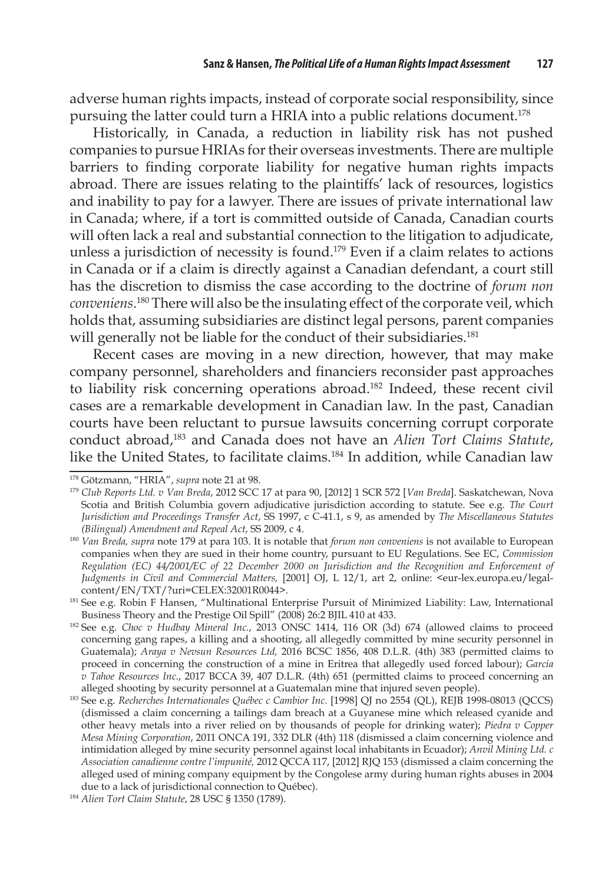adverse human rights impacts, instead of corporate social responsibility, since pursuing the latter could turn a HRIA into a public relations document.[178]

Historically, in Canada, a reduction in liability risk has not pushed companies to pursue HRIAs for their overseas investments. There are multiple barriers to finding corporate liability for negative human rights impacts abroad. There are issues relating to the plaintiffs' lack of resources, logistics and inability to pay for a lawyer. There are issues of private international law in Canada; where, if a tort is committed outside of Canada, Canadian courts will often lack a real and substantial connection to the litigation to adjudicate, unless a jurisdiction of necessity is found.[179] Even if a claim relates to actions in Canada or if a claim is directly against a Canadian defendant, a court still has the discretion to dismiss the case according to the doctrine of *forum non conveniens*.[180] There will also be the insulating effect of the corporate veil, which holds that, assuming subsidiaries are distinct legal persons, parent companies will generally not be liable for the conduct of their subsidiaries.[181]

Recent cases are moving in a new direction, however, that may make company personnel, shareholders and financiers reconsider past approaches to liability risk concerning operations abroad.[182] Indeed, these recent civil cases are a remarkable development in Canadian law. In the past, Canadian courts have been reluctant to pursue lawsuits concerning corrupt corporate conduct abroad,[183] and Canada does not have an *Alien Tort Claims Statute*, like the United States, to facilitate claims.[184] In addition, while Canadian law

---

[178] Götzmann, "HRIA", *supra* note 21 at 98.

[179] *Club Reports Ltd. v Van Breda*, 2012 SCC 17 at para 90, [2012] 1 SCR 572 [*Van Breda*]. Saskatchewan, Nova Scotia and British Columbia govern adjudicative jurisdiction according to statute. See e.g. *The Court Jurisdiction and Proceedings Transfer Act*, SS 1997, c C-41.1, s 9, as amended by *The Miscellaneous Statutes (Bilingual) Amendment and Repeal Act*, SS 2009, c 4.

[180] *Van Breda, supra* note 179 at para 103. It is notable that *forum non conveniens* is not available to European companies when they are sued in their home country, pursuant to EU Regulations. See EC, *Commission Regulation (EC) 44/2001/EC of 22 December 2000 on Jurisdiction and the Recognition and Enforcement of Judgments in Civil and Commercial Matters,* [2001] OJ, L 12/1, art 2, online: <eur-lex.europa.eu/legal-content/EN/TXT/?uri=CELEX:32001R0044>.

[181] See e.g. Robin F Hansen, "Multinational Enterprise Pursuit of Minimized Liability: Law, International Business Theory and the Prestige Oil Spill" (2008) 26:2 BJIL 410 at 433.

[182] See e.g. *Choc v Hudbay Mineral Inc.*, 2013 ONSC 1414, 116 OR (3d) 674 (allowed claims to proceed concerning gang rapes, a killing and a shooting, all allegedly committed by mine security personnel in Guatemala); *Araya v Nevsun Resources Ltd,* 2016 BCSC 1856, 408 D.L.R. (4th) 383 (permitted claims to proceed in concerning the construction of a mine in Eritrea that allegedly used forced labour); *Garcia v Tahoe Resources Inc.*, 2017 BCCA 39, 407 D.L.R. (4th) 651 (permitted claims to proceed concerning an alleged shooting by security personnel at a Guatemalan mine that injured seven people).

[183] See e.g. *Recherches Internationales Québec c Cambior Inc.* [1998] QJ no 2554 (QL), REJB 1998-08013 (QCCS) (dismissed a claim concerning a tailings dam breach at a Guyanese mine which released cyanide and other heavy metals into a river relied on by thousands of people for drinking water); *Piedra v Copper Mesa Mining Corporation*, 2011 ONCA 191, 332 DLR (4th) 118 (dismissed a claim concerning violence and intimidation alleged by mine security personnel against local inhabitants in Ecuador); *Anvil Mining Ltd. c Association canadienne contre l'impunité,* 2012 QCCA 117, [2012] RJQ 153 (dismissed a claim concerning the alleged used of mining company equipment by the Congolese army during human rights abuses in 2004 due to a lack of jurisdictional connection to Québec).

[184] *Alien Tort Claim Statute*, 28 USC § 1350 (1789).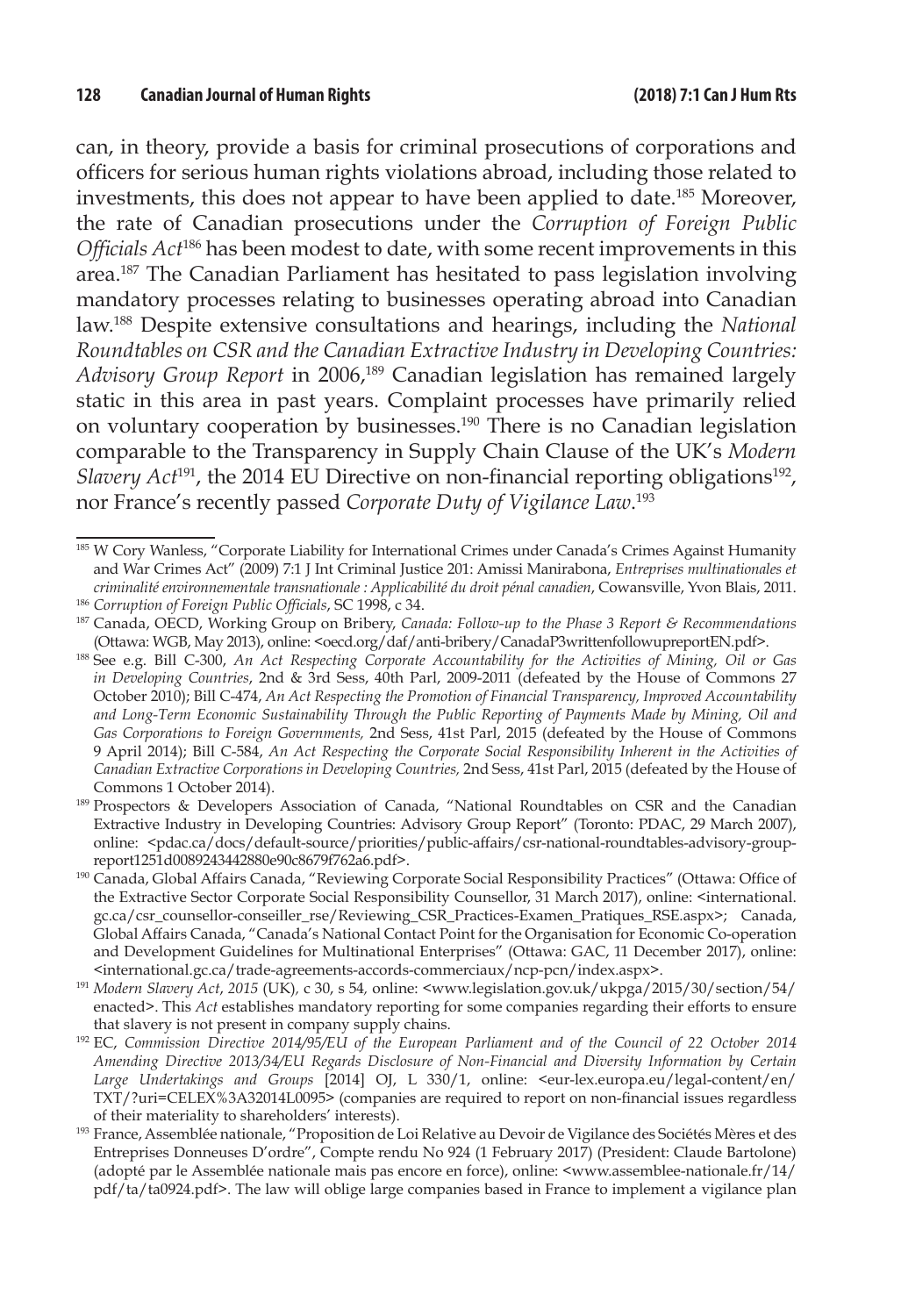can, in theory, provide a basis for criminal prosecutions of corporations and officers for serious human rights violations abroad, including those related to investments, this does not appear to have been applied to date.[185] Moreover, the rate of Canadian prosecutions under the *Corruption of Foreign Public Officials Act*[186] has been modest to date, with some recent improvements in this area.[187] The Canadian Parliament has hesitated to pass legislation involving mandatory processes relating to businesses operating abroad into Canadian law.[188] Despite extensive consultations and hearings, including the *National Roundtables on CSR and the Canadian Extractive Industry in Developing Countries: Advisory Group Report* in 2006,[189] Canadian legislation has remained largely static in this area in past years. Complaint processes have primarily relied on voluntary cooperation by businesses.[190] There is no Canadian legislation comparable to the Transparency in Supply Chain Clause of the UK's *Modern Slavery Act*[191], the 2014 EU Directive on non-financial reporting obligations[192], nor France's recently passed *Corporate Duty of Vigilance Law*.[193]

---

[185] W Cory Wanless, "Corporate Liability for International Crimes under Canada's Crimes Against Humanity and War Crimes Act" (2009) 7:1 J Int Criminal Justice 201: Amissi Manirabona, *Entreprises multinationales et criminalité environnementale transnationale : Applicabilité du droit pénal canadien*, Cowansville, Yvon Blais, 2011.

[186] *Corruption of Foreign Public Officials*, SC 1998, c 34.

[187] Canada, OECD, Working Group on Bribery, *Canada: Follow-up to the Phase 3 Report & Recommendations* (Ottawa: WGB, May 2013), online: <oecd.org/daf/anti-bribery/CanadaP3writtenfollowupreportEN.pdf>.

[188] See e.g. Bill C-300, *An Act Respecting Corporate Accountability for the Activities of Mining, Oil or Gas in Developing Countries*, 2nd & 3rd Sess, 40th Parl, 2009-2011 (defeated by the House of Commons 27 October 2010); Bill C-474, *An Act Respecting the Promotion of Financial Transparency, Improved Accountability and Long-Term Economic Sustainability Through the Public Reporting of Payments Made by Mining, Oil and Gas Corporations to Foreign Governments,* 2nd Sess, 41st Parl, 2015 (defeated by the House of Commons 9 April 2014); Bill C-584, *An Act Respecting the Corporate Social Responsibility Inherent in the Activities of Canadian Extractive Corporations in Developing Countries,* 2nd Sess, 41st Parl, 2015 (defeated by the House of Commons 1 October 2014).

[189] Prospectors & Developers Association of Canada, "National Roundtables on CSR and the Canadian Extractive Industry in Developing Countries: Advisory Group Report" (Toronto: PDAC, 29 March 2007), online: <pdac.ca/docs/default-source/priorities/public-affairs/csr-national-roundtables-advisory-group-report1251d0089243442880e90c8679f762a6.pdf>.

[190] Canada, Global Affairs Canada, "Reviewing Corporate Social Responsibility Practices" (Ottawa: Office of the Extractive Sector Corporate Social Responsibility Counsellor, 31 March 2017), online: <international.gc.ca/csr_counsellor-conseiller_rse/Reviewing_CSR_Practices-Examen_Pratiques_RSE.aspx>; Canada, Global Affairs Canada, "Canada's National Contact Point for the Organisation for Economic Co-operation and Development Guidelines for Multinational Enterprises" (Ottawa: GAC, 11 December 2017), online: <international.gc.ca/trade-agreements-accords-commerciaux/ncp-pcn/index.aspx>.

[191] *Modern Slavery Act*, *2015* (UK), c 30, s 54, online: <www.legislation.gov.uk/ukpga/2015/30/section/54/enacted>. This *Act* establishes mandatory reporting for some companies regarding their efforts to ensure that slavery is not present in company supply chains.

[192] EC, *Commission Directive 2014/95/EU of the European Parliament and of the Council of 22 October 2014 Amending Directive 2013/34/EU Regards Disclosure of Non-Financial and Diversity Information by Certain Large Undertakings and Groups* [2014] OJ, L 330/1, online: <eur-lex.europa.eu/legal-content/en/TXT/?uri=CELEX%3A32014L0095> (companies are required to report on non-financial issues regardless of their materiality to shareholders' interests).

[193] France, Assemblée nationale, "Proposition de Loi Relative au Devoir de Vigilance des Sociétés Mères et des Entreprises Donneuses D'ordre", Compte rendu No 924 (1 February 2017) (President: Claude Bartolone) (adopté par le Assemblée nationale mais pas encore en force), online: <www.assemblee-nationale.fr/14/pdf/ta/ta0924.pdf>. The law will oblige large companies based in France to implement a vigilance plan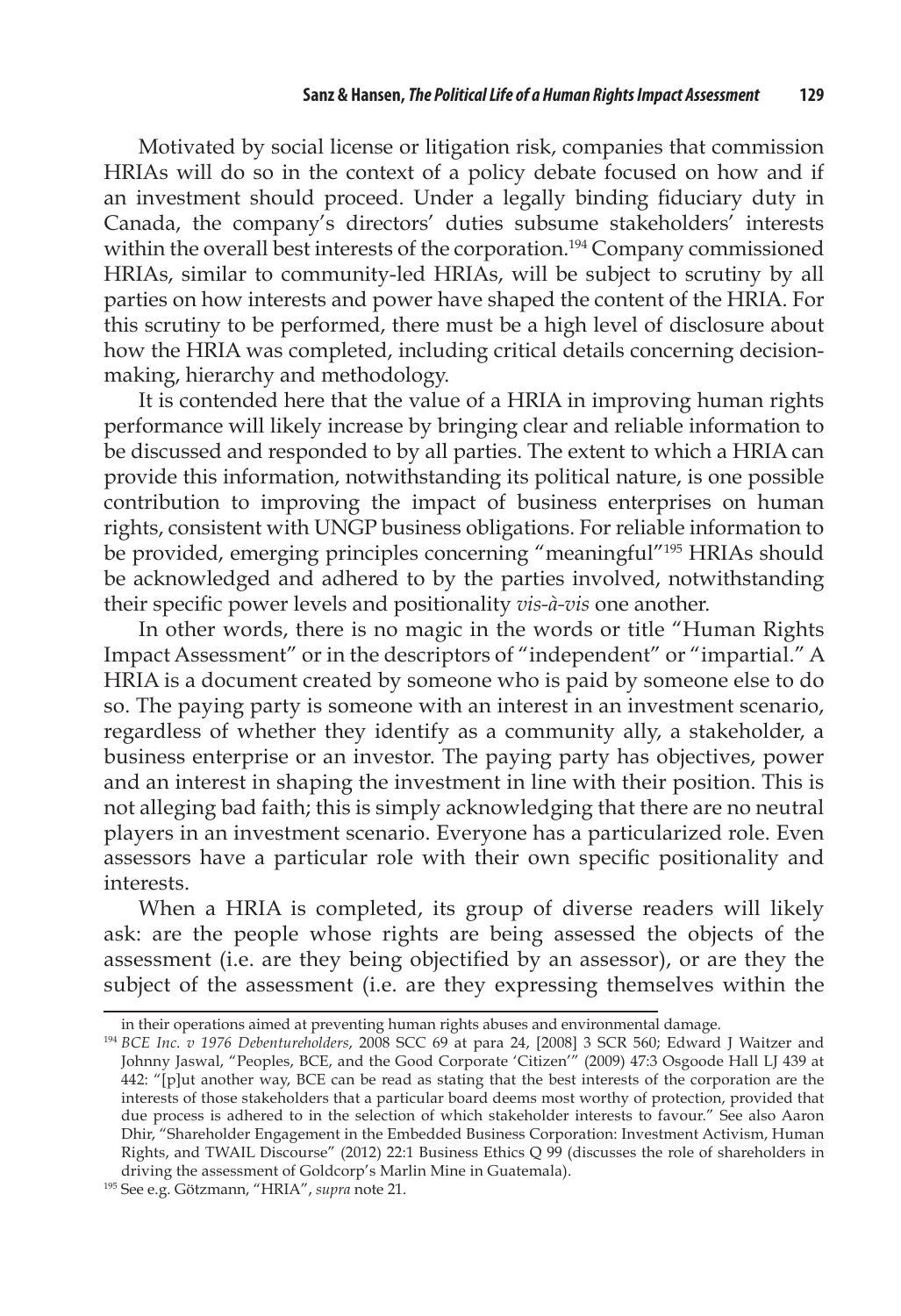Motivated by social license or litigation risk, companies that commission HRIAs will do so in the context of a policy debate focused on how and if an investment should proceed. Under a legally binding fiduciary duty in Canada, the company's directors' duties subsume stakeholders' interests within the overall best interests of the corporation.[194] Company commissioned HRIAs, similar to community-led HRIAs, will be subject to scrutiny by all parties on how interests and power have shaped the content of the HRIA. For this scrutiny to be performed, there must be a high level of disclosure about how the HRIA was completed, including critical details concerning decision-making, hierarchy and methodology.

It is contended here that the value of a HRIA in improving human rights performance will likely increase by bringing clear and reliable information to be discussed and responded to by all parties. The extent to which a HRIA can provide this information, notwithstanding its political nature, is one possible contribution to improving the impact of business enterprises on human rights, consistent with UNGP business obligations. For reliable information to be provided, emerging principles concerning "meaningful"[195] HRIAs should be acknowledged and adhered to by the parties involved, notwithstanding their specific power levels and positionality *vis-à-vis* one another.

In other words, there is no magic in the words or title "Human Rights Impact Assessment" or in the descriptors of "independent" or "impartial." A HRIA is a document created by someone who is paid by someone else to do so. The paying party is someone with an interest in an investment scenario, regardless of whether they identify as a community ally, a stakeholder, a business enterprise or an investor. The paying party has objectives, power and an interest in shaping the investment in line with their position. This is not alleging bad faith; this is simply acknowledging that there are no neutral players in an investment scenario. Everyone has a particularized role. Even assessors have a particular role with their own specific positionality and interests.

When a HRIA is completed, its group of diverse readers will likely ask: are the people whose rights are being assessed the objects of the assessment (i.e. are they being objectified by an assessor), or are they the subject of the assessment (i.e. are they expressing themselves within the

---

in their operations aimed at preventing human rights abuses and environmental damage.

[194] *BCE Inc. v 1976 Debentureholders*, 2008 SCC 69 at para 24, [2008] 3 SCR 560; Edward J Waitzer and Johnny Jaswal, "Peoples, BCE, and the Good Corporate 'Citizen'" (2009) 47:3 Osgoode Hall LJ 439 at 442: "[p]ut another way, BCE can be read as stating that the best interests of the corporation are the interests of those stakeholders that a particular board deems most worthy of protection, provided that due process is adhered to in the selection of which stakeholder interests to favour." See also Aaron Dhir, "Shareholder Engagement in the Embedded Business Corporation: Investment Activism, Human Rights, and TWAIL Discourse" (2012) 22:1 Business Ethics Q 99 (discusses the role of shareholders in driving the assessment of Goldcorp's Marlin Mine in Guatemala).

[195] See e.g. Götzmann, "HRIA", *supra* note 21.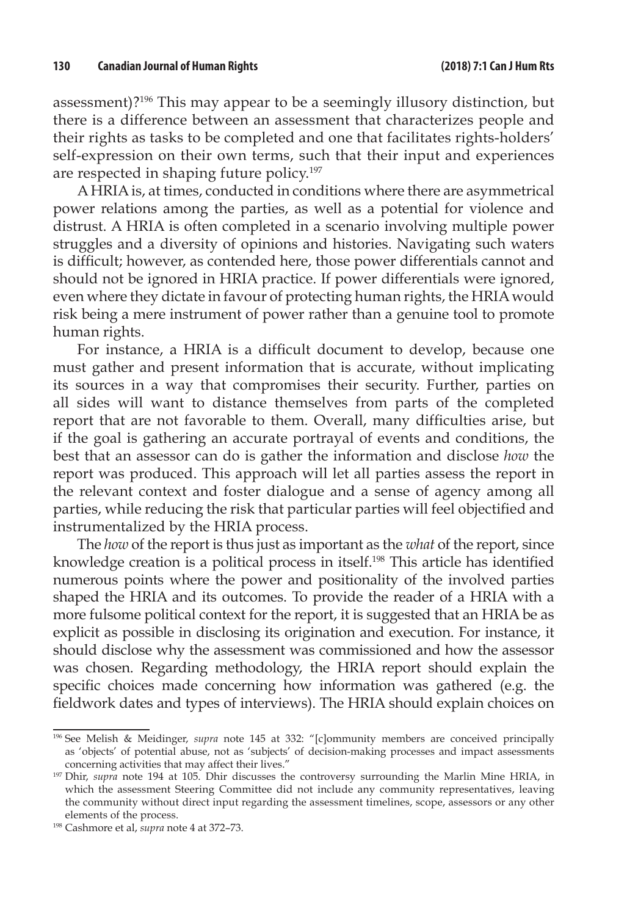assessment)?[196] This may appear to be a seemingly illusory distinction, but there is a difference between an assessment that characterizes people and their rights as tasks to be completed and one that facilitates rights-holders' self-expression on their own terms, such that their input and experiences are respected in shaping future policy.[197]

A HRIA is, at times, conducted in conditions where there are asymmetrical power relations among the parties, as well as a potential for violence and distrust. A HRIA is often completed in a scenario involving multiple power struggles and a diversity of opinions and histories. Navigating such waters is difficult; however, as contended here, those power differentials cannot and should not be ignored in HRIA practice. If power differentials were ignored, even where they dictate in favour of protecting human rights, the HRIA would risk being a mere instrument of power rather than a genuine tool to promote human rights.

For instance, a HRIA is a difficult document to develop, because one must gather and present information that is accurate, without implicating its sources in a way that compromises their security. Further, parties on all sides will want to distance themselves from parts of the completed report that are not favorable to them. Overall, many difficulties arise, but if the goal is gathering an accurate portrayal of events and conditions, the best that an assessor can do is gather the information and disclose *how* the report was produced. This approach will let all parties assess the report in the relevant context and foster dialogue and a sense of agency among all parties, while reducing the risk that particular parties will feel objectified and instrumentalized by the HRIA process.

The *how* of the report is thus just as important as the *what* of the report, since knowledge creation is a political process in itself.[198] This article has identified numerous points where the power and positionality of the involved parties shaped the HRIA and its outcomes. To provide the reader of a HRIA with a more fulsome political context for the report, it is suggested that an HRIA be as explicit as possible in disclosing its origination and execution. For instance, it should disclose why the assessment was commissioned and how the assessor was chosen. Regarding methodology, the HRIA report should explain the specific choices made concerning how information was gathered (e.g. the fieldwork dates and types of interviews). The HRIA should explain choices on

---

[196] See Melish & Meidinger, *supra* note 145 at 332: "[c]ommunity members are conceived principally as 'objects' of potential abuse, not as 'subjects' of decision-making processes and impact assessments concerning activities that may affect their lives."

[197] Dhir, *supra* note 194 at 105. Dhir discusses the controversy surrounding the Marlin Mine HRIA, in which the assessment Steering Committee did not include any community representatives, leaving the community without direct input regarding the assessment timelines, scope, assessors or any other elements of the process.

[198] Cashmore et al, *supra* note 4 at 372–73.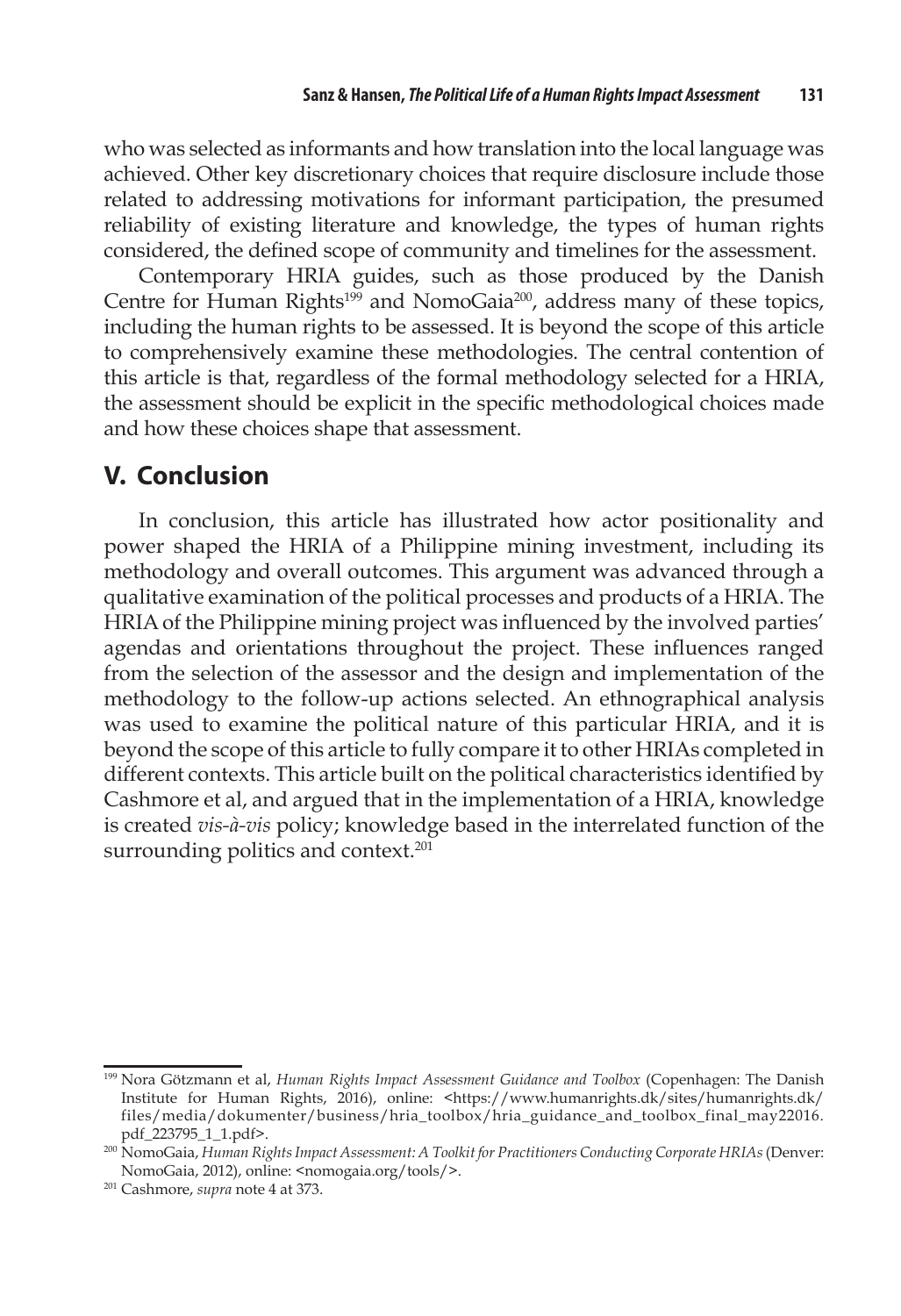who was selected as informants and how translation into the local language was achieved. Other key discretionary choices that require disclosure include those related to addressing motivations for informant participation, the presumed reliability of existing literature and knowledge, the types of human rights considered, the defined scope of community and timelines for the assessment.

Contemporary HRIA guides, such as those produced by the Danish Centre for Human Rights[199] and NomoGaia[200], address many of these topics, including the human rights to be assessed. It is beyond the scope of this article to comprehensively examine these methodologies. The central contention of this article is that, regardless of the formal methodology selected for a HRIA, the assessment should be explicit in the specific methodological choices made and how these choices shape that assessment.

## V. Conclusion

In conclusion, this article has illustrated how actor positionality and power shaped the HRIA of a Philippine mining investment, including its methodology and overall outcomes. This argument was advanced through a qualitative examination of the political processes and products of a HRIA. The HRIA of the Philippine mining project was influenced by the involved parties' agendas and orientations throughout the project. These influences ranged from the selection of the assessor and the design and implementation of the methodology to the follow-up actions selected. An ethnographical analysis was used to examine the political nature of this particular HRIA, and it is beyond the scope of this article to fully compare it to other HRIAs completed in different contexts. This article built on the political characteristics identified by Cashmore et al, and argued that in the implementation of a HRIA, knowledge is created *vis-à-vis* policy; knowledge based in the interrelated function of the surrounding politics and context.[201]

---

[199] Nora Götzmann et al, *Human Rights Impact Assessment Guidance and Toolbox* (Copenhagen: The Danish Institute for Human Rights, 2016), online: <https://www.humanrights.dk/sites/humanrights.dk/files/media/dokumenter/business/hria_toolbox/hria_guidance_and_toolbox_final_may22016.pdf_223795_1_1.pdf>.

[200] NomoGaia, *Human Rights Impact Assessment: A Toolkit for Practitioners Conducting Corporate HRIAs* (Denver: NomoGaia, 2012), online: <nomogaia.org/tools/>.

[201] Cashmore, *supra* note 4 at 373.